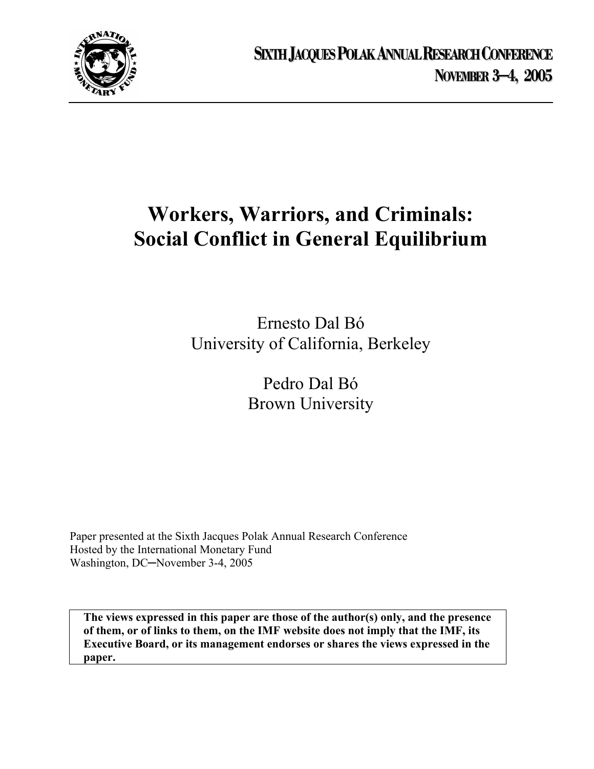**Sixth Jacques Polak Annual Research Conference**
**November 3–4, 2005**

# Workers, Warriors, and Criminals: Social Conflict in General Equilibrium

Ernesto Dal Bó
University of California, Berkeley

Pedro Dal Bó
Brown University

Paper presented at the Sixth Jacques Polak Annual Research Conference
Hosted by the International Monetary Fund
Washington, DC—November 3-4, 2005

**The views expressed in this paper are those of the author(s) only, and the presence of them, or of links to them, on the IMF website does not imply that the IMF, its Executive Board, or its management endorses or shares the views expressed in the paper.**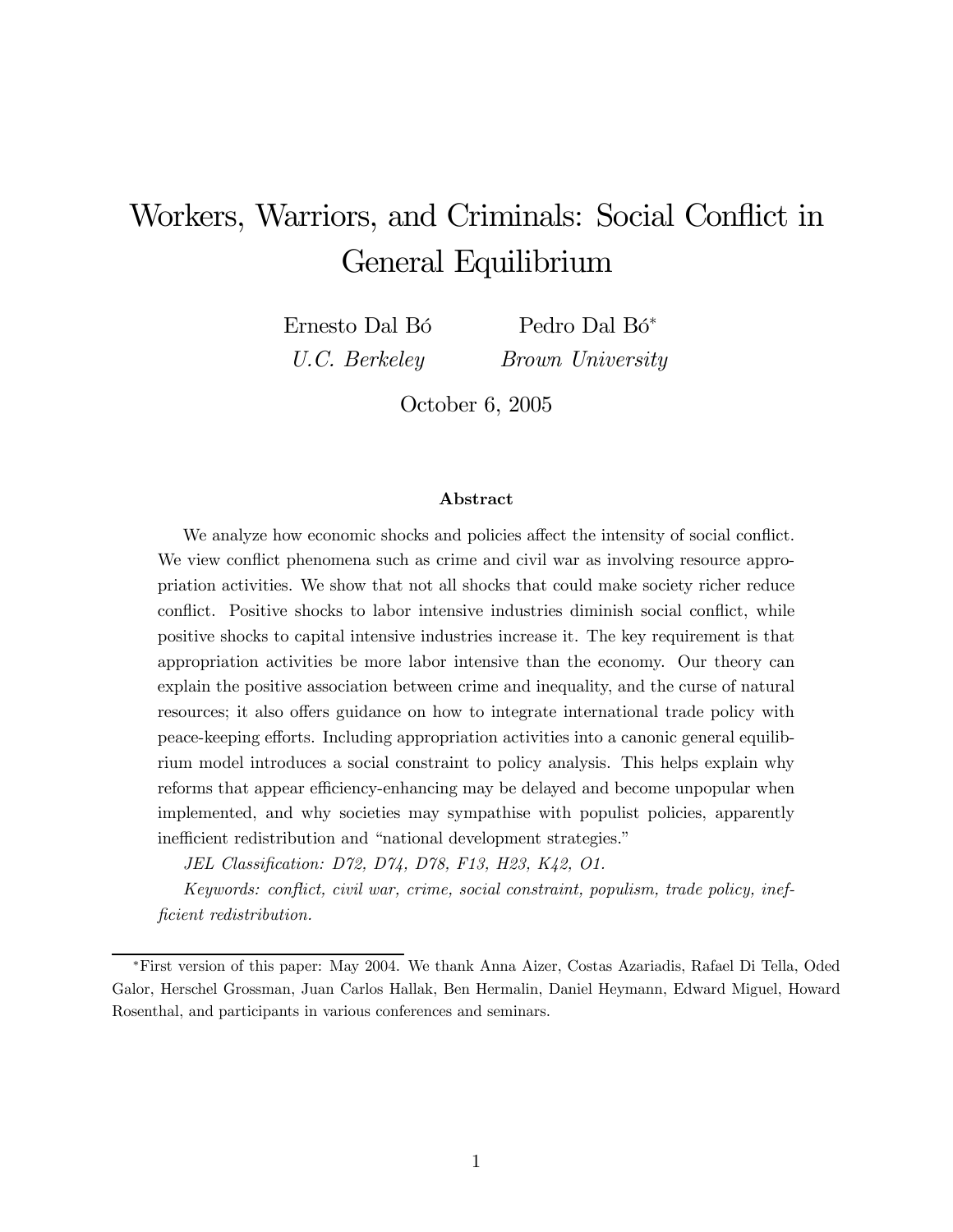# Workers, Warriors, and Criminals: Social Conflict in General Equilibrium

Ernesto Dal Bó
*U.C. Berkeley*

Pedro Dal Bó*
*Brown University*

October 6, 2005

### Abstract

We analyze how economic shocks and policies affect the intensity of social conflict. We view conflict phenomena such as crime and civil war as involving resource appropriation activities. We show that not all shocks that could make society richer reduce conflict. Positive shocks to labor intensive industries diminish social conflict, while positive shocks to capital intensive industries increase it. The key requirement is that appropriation activities be more labor intensive than the economy. Our theory can explain the positive association between crime and inequality, and the curse of natural resources; it also offers guidance on how to integrate international trade policy with peace-keeping efforts. Including appropriation activities into a canonic general equilibrium model introduces a social constraint to policy analysis. This helps explain why reforms that appear efficiency-enhancing may be delayed and become unpopular when implemented, and why societies may sympathise with populist policies, apparently inefficient redistribution and "national development strategies."

*JEL Classification: D72, D74, D78, F13, H23, K42, O1.*

*Keywords: conflict, civil war, crime, social constraint, populism, trade policy, inefficient redistribution.*

---

*First version of this paper: May 2004. We thank Anna Aizer, Costas Azariadis, Rafael Di Tella, Oded Galor, Herschel Grossman, Juan Carlos Hallak, Ben Hermalin, Daniel Heymann, Edward Miguel, Howard Rosenthal, and participants in various conferences and seminars.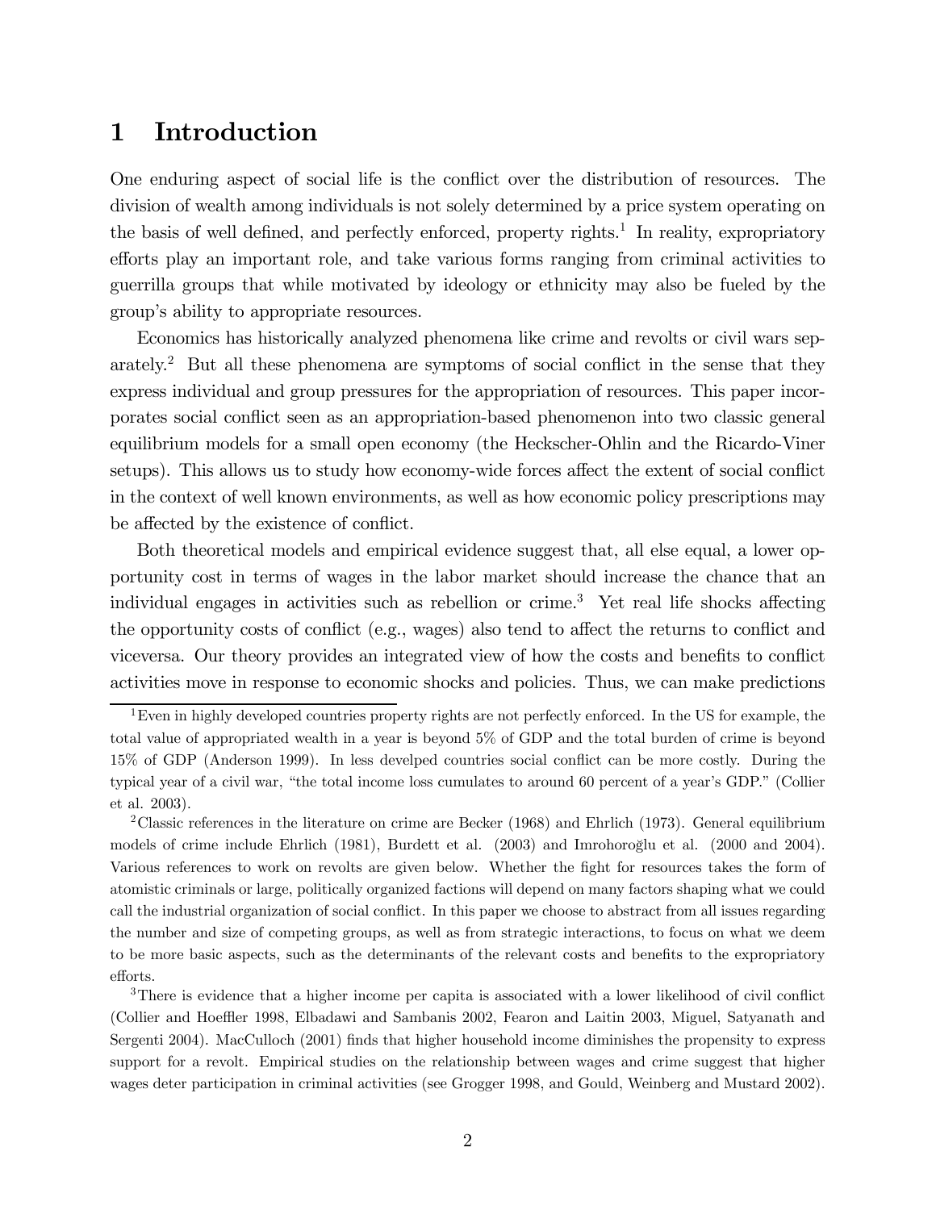# 1 Introduction

One enduring aspect of social life is the conflict over the distribution of resources. The division of wealth among individuals is not solely determined by a price system operating on the basis of well defined, and perfectly enforced, property rights.[1] In reality, expropriatory efforts play an important role, and take various forms ranging from criminal activities to guerrilla groups that while motivated by ideology or ethnicity may also be fueled by the group's ability to appropriate resources.

Economics has historically analyzed phenomena like crime and revolts or civil wars separately.[2] But all these phenomena are symptoms of social conflict in the sense that they express individual and group pressures for the appropriation of resources. This paper incorporates social conflict seen as an appropriation-based phenomenon into two classic general equilibrium models for a small open economy (the Heckscher-Ohlin and the Ricardo-Viner setups). This allows us to study how economy-wide forces affect the extent of social conflict in the context of well known environments, as well as how economic policy prescriptions may be affected by the existence of conflict.

Both theoretical models and empirical evidence suggest that, all else equal, a lower opportunity cost in terms of wages in the labor market should increase the chance that an individual engages in activities such as rebellion or crime.[3] Yet real life shocks affecting the opportunity costs of conflict (e.g., wages) also tend to affect the returns to conflict and viceversa. Our theory provides an integrated view of how the costs and benefits to conflict activities move in response to economic shocks and policies. Thus, we can make predictions

---

[1] Even in highly developed countries property rights are not perfectly enforced. In the US for example, the total value of appropriated wealth in a year is beyond 5% of GDP and the total burden of crime is beyond 15% of GDP (Anderson 1999). In less develped countries social conflict can be more costly. During the typical year of a civil war, "the total income loss cumulates to around 60 percent of a year's GDP." (Collier et al. 2003).

[2] Classic references in the literature on crime are Becker (1968) and Ehrlich (1973). General equilibrium models of crime include Ehrlich (1981), Burdett et al. (2003) and İmrohoroğlu et al. (2000 and 2004). Various references to work on revolts are given below. Whether the fight for resources takes the form of atomistic criminals or large, politically organized factions will depend on many factors shaping what we could call the industrial organization of social conflict. In this paper we choose to abstract from all issues regarding the number and size of competing groups, as well as from strategic interactions, to focus on what we deem to be more basic aspects, such as the determinants of the relevant costs and benefits to the expropriatory efforts.

[3] There is evidence that a higher income per capita is associated with a lower likelihood of civil conflict (Collier and Hoeffler 1998, Elbadawi and Sambanis 2002, Fearon and Laitin 2003, Miguel, Satyanath and Sergenti 2004). MacCulloch (2001) finds that higher household income diminishes the propensity to express support for a revolt. Empirical studies on the relationship between wages and crime suggest that higher wages deter participation in criminal activities (see Grogger 1998, and Gould, Weinberg and Mustard 2002).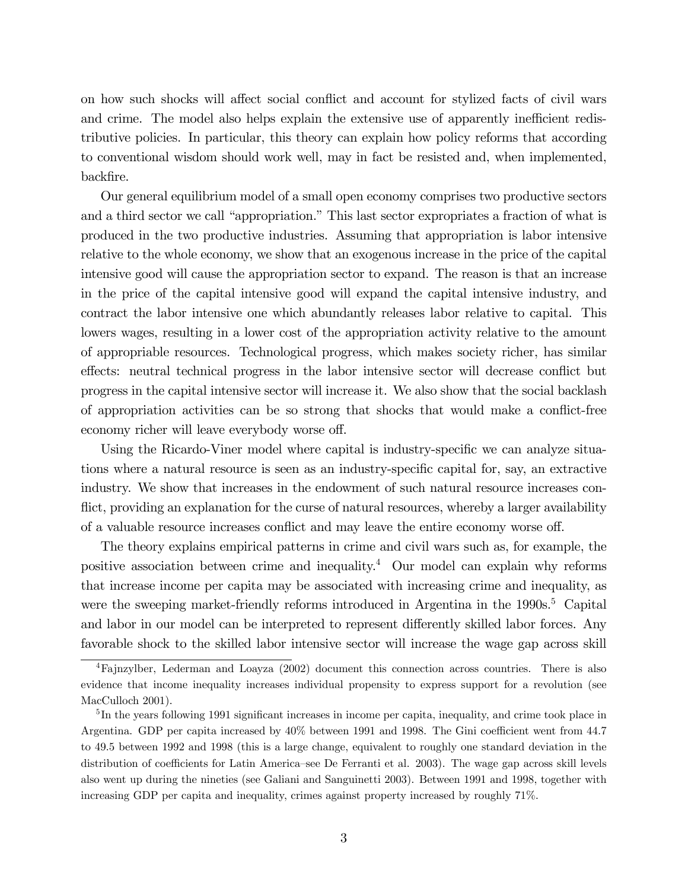on how such shocks will affect social conflict and account for stylized facts of civil wars and crime. The model also helps explain the extensive use of apparently inefficient redistributive policies. In particular, this theory can explain how policy reforms that according to conventional wisdom should work well, may in fact be resisted and, when implemented, backfire.

Our general equilibrium model of a small open economy comprises two productive sectors and a third sector we call "appropriation." This last sector expropriates a fraction of what is produced in the two productive industries. Assuming that appropriation is labor intensive relative to the whole economy, we show that an exogenous increase in the price of the capital intensive good will cause the appropriation sector to expand. The reason is that an increase in the price of the capital intensive good will expand the capital intensive industry, and contract the labor intensive one which abundantly releases labor relative to capital. This lowers wages, resulting in a lower cost of the appropriation activity relative to the amount of appropriable resources. Technological progress, which makes society richer, has similar effects: neutral technical progress in the labor intensive sector will decrease conflict but progress in the capital intensive sector will increase it. We also show that the social backlash of appropriation activities can be so strong that shocks that would make a conflict-free economy richer will leave everybody worse off.

Using the Ricardo-Viner model where capital is industry-specific we can analyze situations where a natural resource is seen as an industry-specific capital for, say, an extractive industry. We show that increases in the endowment of such natural resource increases conflict, providing an explanation for the curse of natural resources, whereby a larger availability of a valuable resource increases conflict and may leave the entire economy worse off.

The theory explains empirical patterns in crime and civil wars such as, for example, the positive association between crime and inequality.[4] Our model can explain why reforms that increase income per capita may be associated with increasing crime and inequality, as were the sweeping market-friendly reforms introduced in Argentina in the 1990s.[5] Capital and labor in our model can be interpreted to represent differently skilled labor forces. Any favorable shock to the skilled labor intensive sector will increase the wage gap across skill

[4] Fajnzylber, Lederman and Loayza (2002) document this connection across countries. There is also evidence that income inequality increases individual propensity to express support for a revolution (see MacCulloch 2001).

[5] In the years following 1991 significant increases in income per capita, inequality, and crime took place in Argentina. GDP per capita increased by 40% between 1991 and 1998. The Gini coefficient went from 44.7 to 49.5 between 1992 and 1998 (this is a large change, equivalent to roughly one standard deviation in the distribution of coefficients for Latin America–see De Ferranti et al. 2003). The wage gap across skill levels also went up during the nineties (see Galiani and Sanguinetti 2003). Between 1991 and 1998, together with increasing GDP per capita and inequality, crimes against property increased by roughly 71%.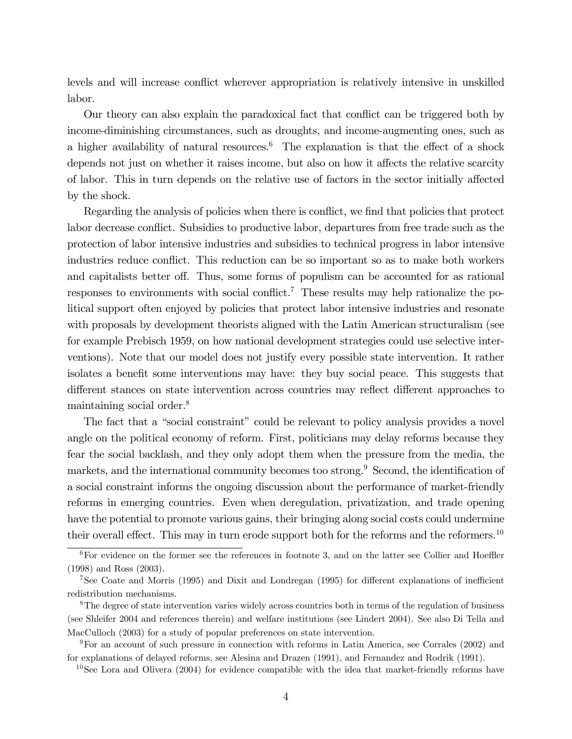levels and will increase conflict wherever appropriation is relatively intensive in unskilled labor.

Our theory can also explain the paradoxical fact that conflict can be triggered both by income-diminishing circumstances, such as droughts, and income-augmenting ones, such as a higher availability of natural resources.[6] The explanation is that the effect of a shock depends not just on whether it raises income, but also on how it affects the relative scarcity of labor. This in turn depends on the relative use of factors in the sector initially affected by the shock.

Regarding the analysis of policies when there is conflict, we find that policies that protect labor decrease conflict. Subsidies to productive labor, departures from free trade such as the protection of labor intensive industries and subsidies to technical progress in labor intensive industries reduce conflict. This reduction can be so important so as to make both workers and capitalists better off. Thus, some forms of populism can be accounted for as rational responses to environments with social conflict.[7] These results may help rationalize the political support often enjoyed by policies that protect labor intensive industries and resonate with proposals by development theorists aligned with the Latin American structuralism (see for example Prebisch 1959, on how national development strategies could use selective interventions). Note that our model does not justify every possible state intervention. It rather isolates a benefit some interventions may have: they buy social peace. This suggests that different stances on state intervention across countries may reflect different approaches to maintaining social order.[8]

The fact that a "social constraint" could be relevant to policy analysis provides a novel angle on the political economy of reform. First, politicians may delay reforms because they fear the social backlash, and they only adopt them when the pressure from the media, the markets, and the international community becomes too strong.[9] Second, the identification of a social constraint informs the ongoing discussion about the performance of market-friendly reforms in emerging countries. Even when deregulation, privatization, and trade opening have the potential to promote various gains, their bringing along social costs could undermine their overall effect. This may in turn erode support both for the reforms and the reformers.[10]

[6] For evidence on the former see the references in footnote 3, and on the latter see Collier and Hoeffler (1998) and Ross (2003).

[7] See Coate and Morris (1995) and Dixit and Londregan (1995) for different explanations of inefficient redistribution mechanisms.

[8] The degree of state intervention varies widely across countries both in terms of the regulation of business (see Shleifer 2004 and references therein) and welfare institutions (see Lindert 2004). See also Di Tella and MacCulloch (2003) for a study of popular preferences on state intervention.

[9] For an account of such pressure in connection with reforms in Latin America, see Corrales (2002) and for explanations of delayed reforms, see Alesina and Drazen (1991), and Fernandez and Rodrik (1991).

[10] See Lora and Olivera (2004) for evidence compatible with the idea that market-friendly reforms have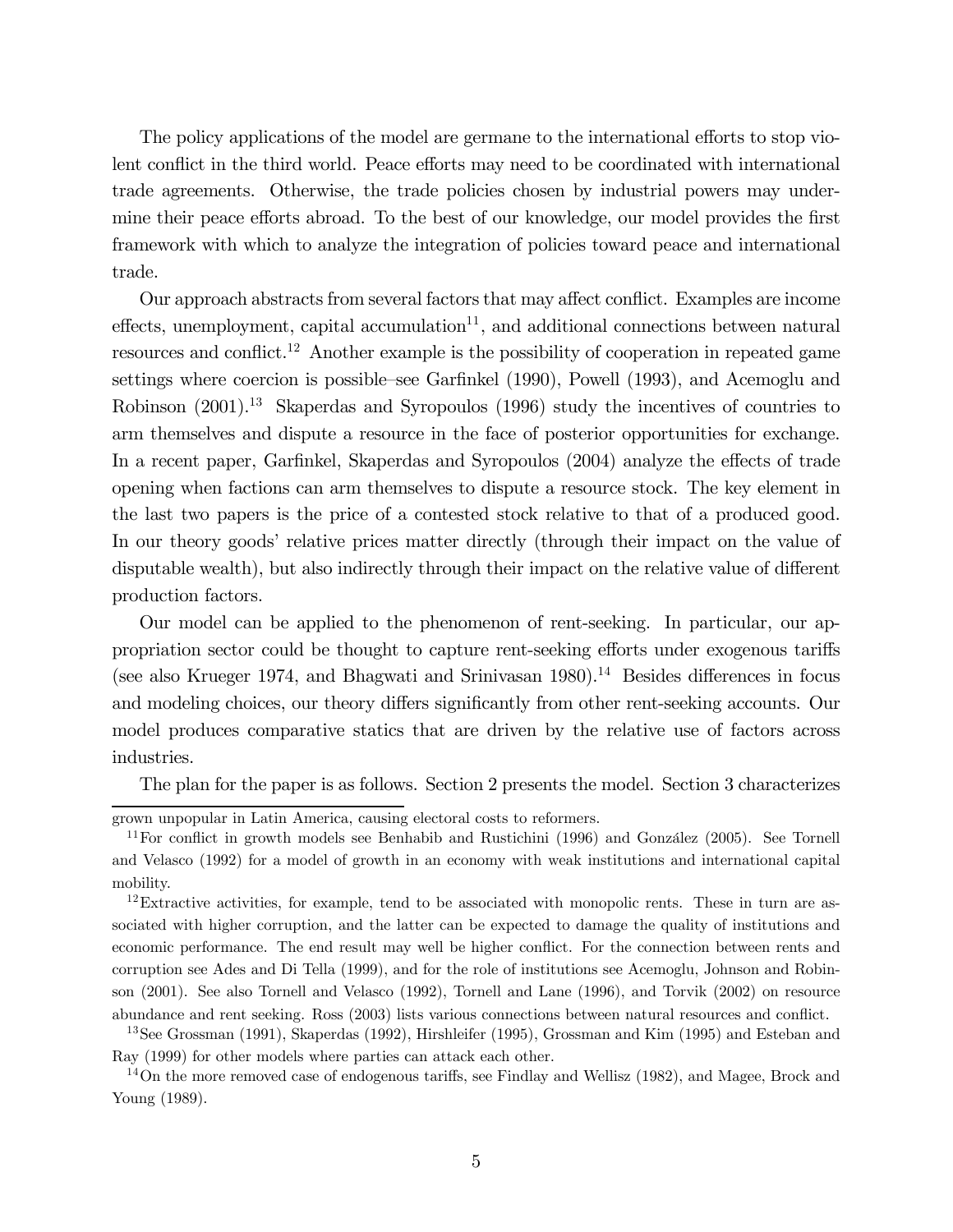The policy applications of the model are germane to the international efforts to stop violent conflict in the third world. Peace efforts may need to be coordinated with international trade agreements. Otherwise, the trade policies chosen by industrial powers may undermine their peace efforts abroad. To the best of our knowledge, our model provides the first framework with which to analyze the integration of policies toward peace and international trade.

Our approach abstracts from several factors that may affect conflict. Examples are income effects, unemployment, capital accumulation[11], and additional connections between natural resources and conflict.[12] Another example is the possibility of cooperation in repeated game settings where coercion is possible–see Garfinkel (1990), Powell (1993), and Acemoglu and Robinson (2001).[13] Skaperdas and Syropoulos (1996) study the incentives of countries to arm themselves and dispute a resource in the face of posterior opportunities for exchange. In a recent paper, Garfinkel, Skaperdas and Syropoulos (2004) analyze the effects of trade opening when factions can arm themselves to dispute a resource stock. The key element in the last two papers is the price of a contested stock relative to that of a produced good. In our theory goods' relative prices matter directly (through their impact on the value of disputable wealth), but also indirectly through their impact on the relative value of different production factors.

Our model can be applied to the phenomenon of rent-seeking. In particular, our appropriation sector could be thought to capture rent-seeking efforts under exogenous tariffs (see also Krueger 1974, and Bhagwati and Srinivasan 1980).[14] Besides differences in focus and modeling choices, our theory differs significantly from other rent-seeking accounts. Our model produces comparative statics that are driven by the relative use of factors across industries.

The plan for the paper is as follows. Section 2 presents the model. Section 3 characterizes

---

grown unpopular in Latin America, causing electoral costs to reformers.

[11] For conflict in growth models see Benhabib and Rustichini (1996) and González (2005). See Tornell and Velasco (1992) for a model of growth in an economy with weak institutions and international capital mobility.

[12] Extractive activities, for example, tend to be associated with monopolic rents. These in turn are associated with higher corruption, and the latter can be expected to damage the quality of institutions and economic performance. The end result may well be higher conflict. For the connection between rents and corruption see Ades and Di Tella (1999), and for the role of institutions see Acemoglu, Johnson and Robinson (2001). See also Tornell and Velasco (1992), Tornell and Lane (1996), and Torvik (2002) on resource abundance and rent seeking. Ross (2003) lists various connections between natural resources and conflict.

[13] See Grossman (1991), Skaperdas (1992), Hirshleifer (1995), Grossman and Kim (1995) and Esteban and Ray (1999) for other models where parties can attack each other.

[14] On the more removed case of endogenous tariffs, see Findlay and Wellisz (1982), and Magee, Brock and Young (1989).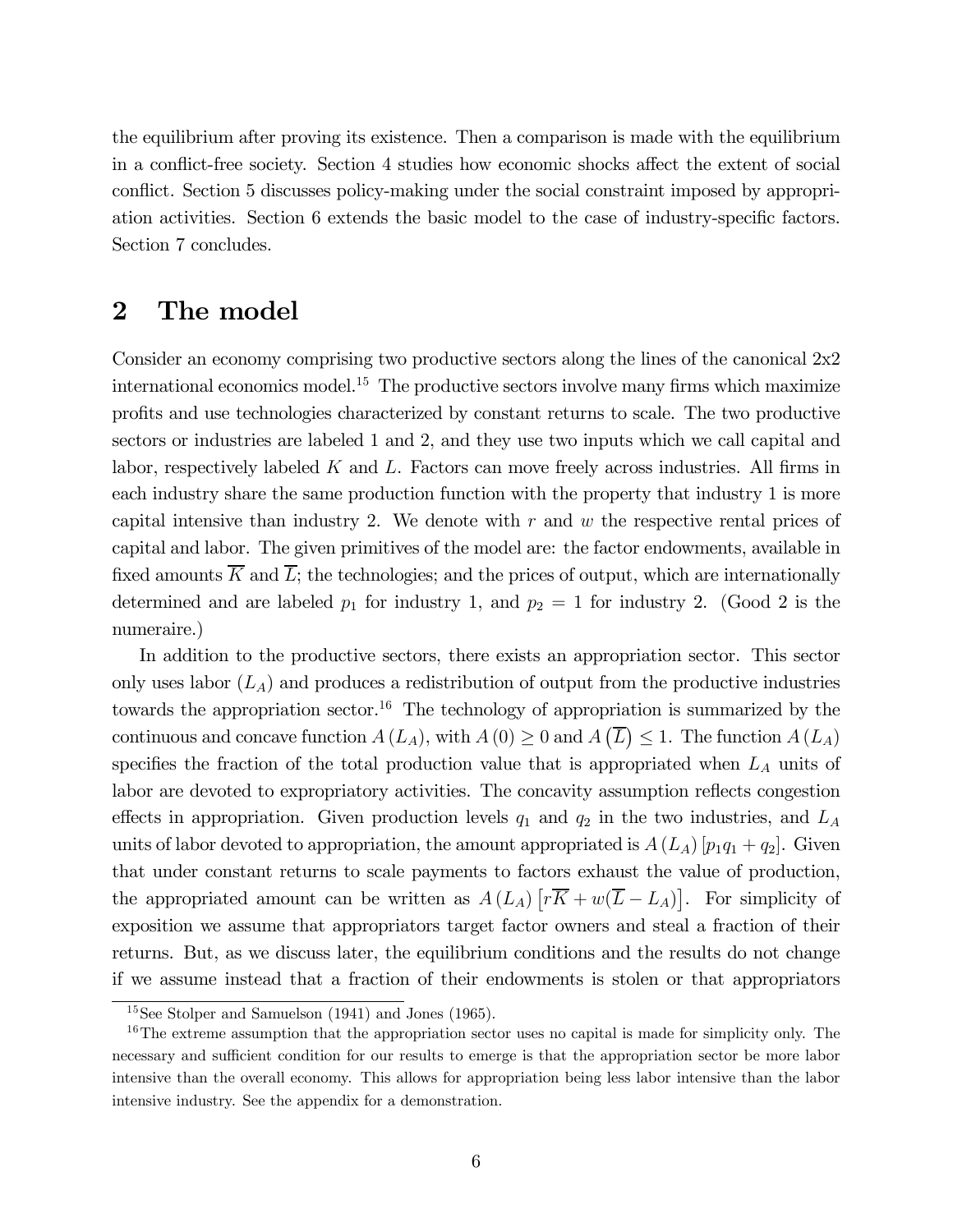the equilibrium after proving its existence. Then a comparison is made with the equilibrium in a conflict-free society. Section 4 studies how economic shocks affect the extent of social conflict. Section 5 discusses policy-making under the social constraint imposed by appropriation activities. Section 6 extends the basic model to the case of industry-specific factors. Section 7 concludes.

## 2 The model

Consider an economy comprising two productive sectors along the lines of the canonical 2x2 international economics model.[15] The productive sectors involve many firms which maximize profits and use technologies characterized by constant returns to scale. The two productive sectors or industries are labeled 1 and 2, and they use two inputs which we call capital and labor, respectively labeled $K$ and $L$. Factors can move freely across industries. All firms in each industry share the same production function with the property that industry 1 is more capital intensive than industry 2. We denote with $r$ and $w$ the respective rental prices of capital and labor. The given primitives of the model are: the factor endowments, available in fixed amounts $\overline{K}$ and $\overline{L}$; the technologies; and the prices of output, which are internationally determined and are labeled $p_1$ for industry 1, and $p_2 = 1$ for industry 2. (Good 2 is the numeraire.)

In addition to the productive sectors, there exists an appropriation sector. This sector only uses labor ($L_A$) and produces a redistribution of output from the productive industries towards the appropriation sector.[16] The technology of appropriation is summarized by the continuous and concave function $A(L_A)$, with $A(0) \geq 0$ and $A(\overline{L}) \leq 1$. The function $A(L_A)$ specifies the fraction of the total production value that is appropriated when $L_A$ units of labor are devoted to expropriatory activities. The concavity assumption reflects congestion effects in appropriation. Given production levels $q_1$ and $q_2$ in the two industries, and $L_A$ units of labor devoted to appropriation, the amount appropriated is $A(L_A)[p_1 q_1 + q_2]$. Given that under constant returns to scale payments to factors exhaust the value of production, the appropriated amount can be written as $A(L_A)\left[r\overline{K} + w(\overline{L} - L_A)\right]$. For simplicity of exposition we assume that appropriators target factor owners and steal a fraction of their returns. But, as we discuss later, the equilibrium conditions and the results do not change if we assume instead that a fraction of their endowments is stolen or that appropriators

[15] See Stolper and Samuelson (1941) and Jones (1965).

[16] The extreme assumption that the appropriation sector uses no capital is made for simplicity only. The necessary and sufficient condition for our results to emerge is that the appropriation sector be more labor intensive than the overall economy. This allows for appropriation being less labor intensive than the labor intensive industry. See the appendix for a demonstration.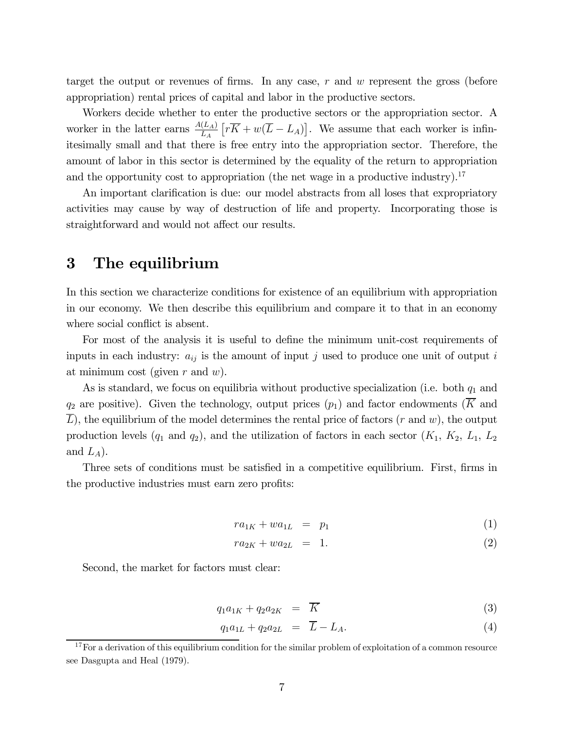target the output or revenues of firms. In any case, $r$ and $w$ represent the gross (before appropriation) rental prices of capital and labor in the productive sectors.

Workers decide whether to enter the productive sectors or the appropriation sector. A worker in the latter earns $\frac{A(L_A)}{L_A}\left[r\overline{K}+w(\overline{L}-L_A)\right]$. We assume that each worker is infinitesimally small and that there is free entry into the appropriation sector. Therefore, the amount of labor in this sector is determined by the equality of the return to appropriation and the opportunity cost to appropriation (the net wage in a productive industry).[17]

An important clarification is due: our model abstracts from all loses that expropriatory activities may cause by way of destruction of life and property. Incorporating those is straightforward and would not affect our results.

# 3 The equilibrium

In this section we characterize conditions for existence of an equilibrium with appropriation in our economy. We then describe this equilibrium and compare it to that in an economy where social conflict is absent.

For most of the analysis it is useful to define the minimum unit-cost requirements of inputs in each industry: $a_{ij}$ is the amount of input $j$ used to produce one unit of output $i$ at minimum cost (given $r$ and $w$).

As is standard, we focus on equilibria without productive specialization (i.e. both $q_1$ and $q_2$ are positive). Given the technology, output prices ($p_1$) and factor endowments ($\overline{K}$ and $\overline{L}$), the equilibrium of the model determines the rental price of factors ($r$ and $w$), the output production levels ($q_1$ and $q_2$), and the utilization of factors in each sector ($K_1$, $K_2$, $L_1$, $L_2$ and $L_A$).

Three sets of conditions must be satisfied in a competitive equilibrium. First, firms in the productive industries must earn zero profits:

$$ra_{1K} + wa_{1L} = p_1 \tag{1}$$

$$ra_{2K} + wa_{2L} = 1. \tag{2}$$

Second, the market for factors must clear:

$$q_1 a_{1K} + q_2 a_{2K} = \overline{K} \tag{3}$$

$$q_1 a_{1L} + q_2 a_{2L} = \overline{L} - L_A. \tag{4}$$

[17] For a derivation of this equilibrium condition for the similar problem of exploitation of a common resource see Dasgupta and Heal (1979).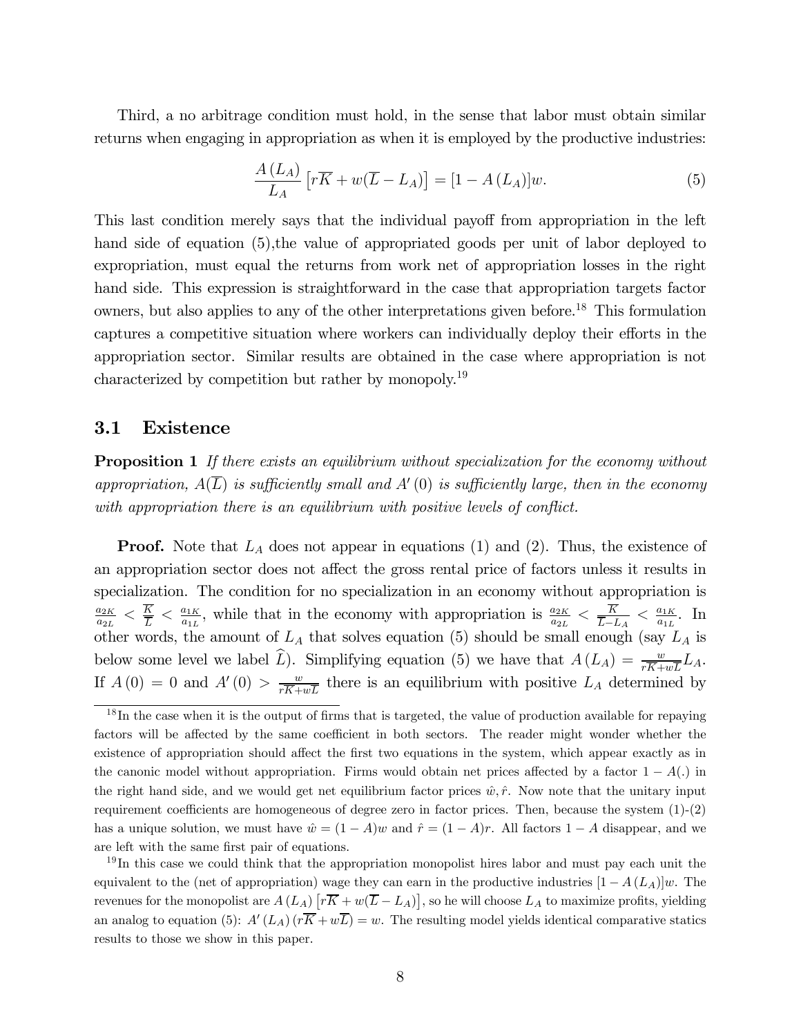Third, a no arbitrage condition must hold, in the sense that labor must obtain similar returns when engaging in appropriation as when it is employed by the productive industries:

$$\frac{A(L_A)}{L_A}\left[r\overline{K} + w(\overline{L} - L_A)\right] = [1 - A(L_A)]w. \tag{5}$$

This last condition merely says that the individual payoff from appropriation in the left hand side of equation (5),the value of appropriated goods per unit of labor deployed to expropriation, must equal the returns from work net of appropriation losses in the right hand side. This expression is straightforward in the case that appropriation targets factor owners, but also applies to any of the other interpretations given before.[18] This formulation captures a competitive situation where workers can individually deploy their efforts in the appropriation sector. Similar results are obtained in the case where appropriation is not characterized by competition but rather by monopoly.[19]

## 3.1 Existence

**Proposition 1** *If there exists an equilibrium without specialization for the economy without appropriation, $A(\overline{L})$ is sufficiently small and $A'(0)$ is sufficiently large, then in the economy with appropriation there is an equilibrium with positive levels of conflict.*

**Proof.** Note that $L_A$ does not appear in equations (1) and (2). Thus, the existence of an appropriation sector does not affect the gross rental price of factors unless it results in specialization. The condition for no specialization in an economy without appropriation is $\frac{a_{2K}}{a_{2L}} < \frac{\overline{K}}{\overline{L}} < \frac{a_{1K}}{a_{1L}}$, while that in the economy with appropriation is $\frac{a_{2K}}{a_{2L}} < \frac{\overline{K}}{\overline{L}-L_A} < \frac{a_{1K}}{a_{1L}}$. In other words, the amount of $L_A$ that solves equation (5) should be small enough (say $L_A$ is below some level we label $\widehat{L}$). Simplifying equation (5) we have that $A(L_A) = \frac{w}{r\overline{K}+w\overline{L}}L_A$. If $A(0) = 0$ and $A'(0) > \frac{w}{r\overline{K}+w\overline{L}}$ there is an equilibrium with positive $L_A$ determined by

[18] In the case when it is the output of firms that is targeted, the value of production available for repaying factors will be affected by the same coefficient in both sectors. The reader might wonder whether the existence of appropriation should affect the first two equations in the system, which appear exactly as in the canonic model without appropriation. Firms would obtain net prices affected by a factor $1 - A(.)$ in the right hand side, and we would get net equilibrium factor prices $\hat{w}, \hat{r}$. Now note that the unitary input requirement coefficients are homogeneous of degree zero in factor prices. Then, because the system (1)-(2) has a unique solution, we must have $\hat{w} = (1 - A)w$ and $\hat{r} = (1 - A)r$. All factors $1 - A$ disappear, and we are left with the same first pair of equations.

[19] In this case we could think that the appropriation monopolist hires labor and must pay each unit the equivalent to the (net of appropriation) wage they can earn in the productive industries $[1 - A(L_A)]w$. The revenues for the monopolist are $A(L_A)\left[r\overline{K} + w(\overline{L} - L_A)\right]$, so he will choose $L_A$ to maximize profits, yielding an analog to equation (5): $A'(L_A)(r\overline{K} + w\overline{L}) = w$. The resulting model yields identical comparative statics results to those we show in this paper.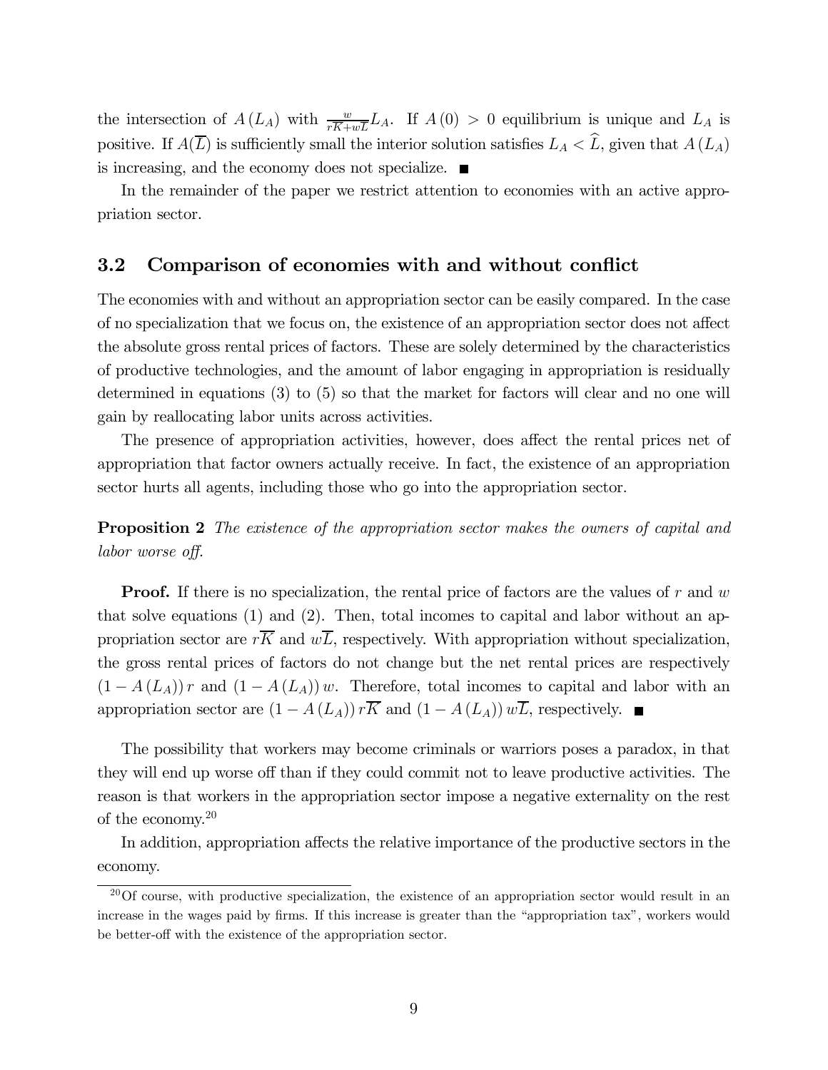the intersection of $A(L_A)$ with $\frac{w}{r\overline{K}+w\overline{L}}L_A$. If $A(0) > 0$ equilibrium is unique and $L_A$ is positive. If $A(\overline{L})$ is sufficiently small the interior solution satisfies $L_A < \widehat{L}$, given that $A(L_A)$ is increasing, and the economy does not specialize. ■

In the remainder of the paper we restrict attention to economies with an active appropriation sector.

## 3.2 Comparison of economies with and without conflict

The economies with and without an appropriation sector can be easily compared. In the case of no specialization that we focus on, the existence of an appropriation sector does not affect the absolute gross rental prices of factors. These are solely determined by the characteristics of productive technologies, and the amount of labor engaging in appropriation is residually determined in equations (3) to (5) so that the market for factors will clear and no one will gain by reallocating labor units across activities.

The presence of appropriation activities, however, does affect the rental prices net of appropriation that factor owners actually receive. In fact, the existence of an appropriation sector hurts all agents, including those who go into the appropriation sector.

**Proposition 2** *The existence of the appropriation sector makes the owners of capital and labor worse off.*

**Proof.** If there is no specialization, the rental price of factors are the values of $r$ and $w$ that solve equations (1) and (2). Then, total incomes to capital and labor without an appropriation sector are $r\overline{K}$ and $w\overline{L}$, respectively. With appropriation without specialization, the gross rental prices of factors do not change but the net rental prices are respectively $(1 - A(L_A))\, r$ and $(1 - A(L_A))\, w$. Therefore, total incomes to capital and labor with an appropriation sector are $(1 - A(L_A))\, r\overline{K}$ and $(1 - A(L_A))\, w\overline{L}$, respectively. ■

The possibility that workers may become criminals or warriors poses a paradox, in that they will end up worse off than if they could commit not to leave productive activities. The reason is that workers in the appropriation sector impose a negative externality on the rest of the economy.[20]

In addition, appropriation affects the relative importance of the productive sectors in the economy.

[20] Of course, with productive specialization, the existence of an appropriation sector would result in an increase in the wages paid by firms. If this increase is greater than the "appropriation tax", workers would be better-off with the existence of the appropriation sector.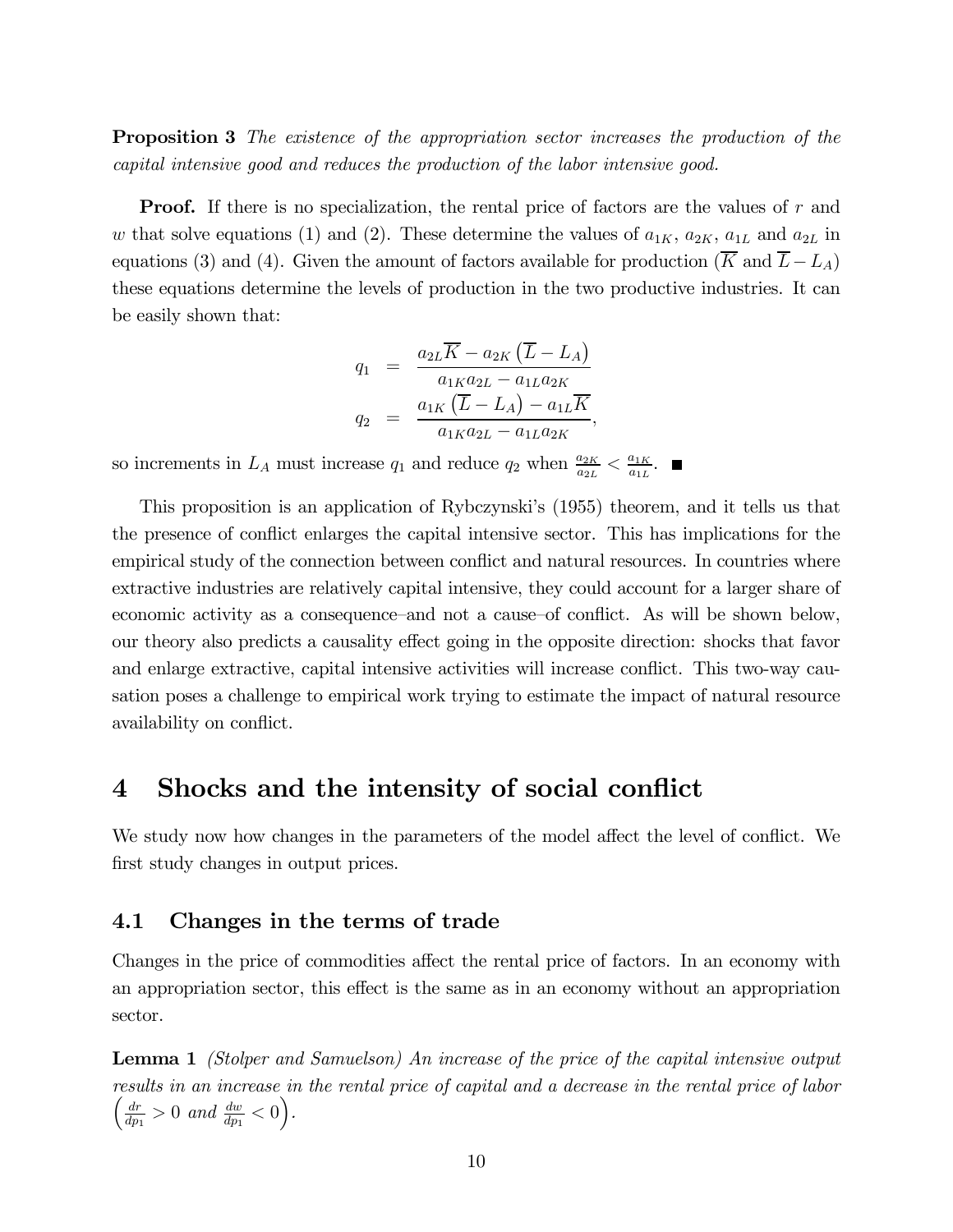**Proposition 3** *The existence of the appropriation sector increases the production of the capital intensive good and reduces the production of the labor intensive good.*

**Proof.** If there is no specialization, the rental price of factors are the values of $r$ and $w$ that solve equations (1) and (2). These determine the values of $a_{1K}$, $a_{2K}$, $a_{1L}$ and $a_{2L}$ in equations (3) and (4). Given the amount of factors available for production ($\overline{K}$ and $\overline{L} - L_A$) these equations determine the levels of production in the two productive industries. It can be easily shown that:

$$
\begin{aligned}
q_1 &= \frac{a_{2L}\overline{K} - a_{2K}\left(\overline{L} - L_A\right)}{a_{1K}a_{2L} - a_{1L}a_{2K}} \\
q_2 &= \frac{a_{1K}\left(\overline{L} - L_A\right) - a_{1L}\overline{K}}{a_{1K}a_{2L} - a_{1L}a_{2K}},
\end{aligned}
$$

so increments in $L_A$ must increase $q_1$ and reduce $q_2$ when $\frac{a_{2K}}{a_{2L}} < \frac{a_{1K}}{a_{1L}}$. ■

This proposition is an application of Rybczynski's (1955) theorem, and it tells us that the presence of conflict enlarges the capital intensive sector. This has implications for the empirical study of the connection between conflict and natural resources. In countries where extractive industries are relatively capital intensive, they could account for a larger share of economic activity as a consequence–and not a cause–of conflict. As will be shown below, our theory also predicts a causality effect going in the opposite direction: shocks that favor and enlarge extractive, capital intensive activities will increase conflict. This two-way causation poses a challenge to empirical work trying to estimate the impact of natural resource availability on conflict.

# 4 Shocks and the intensity of social conflict

We study now how changes in the parameters of the model affect the level of conflict. We first study changes in output prices.

## 4.1 Changes in the terms of trade

Changes in the price of commodities affect the rental price of factors. In an economy with an appropriation sector, this effect is the same as in an economy without an appropriation sector.

**Lemma 1** *(Stolper and Samuelson) An increase of the price of the capital intensive output results in an increase in the rental price of capital and a decrease in the rental price of labor* $\left(\frac{dr}{dp_1} > 0 \text{ and } \frac{dw}{dp_1} < 0\right)$.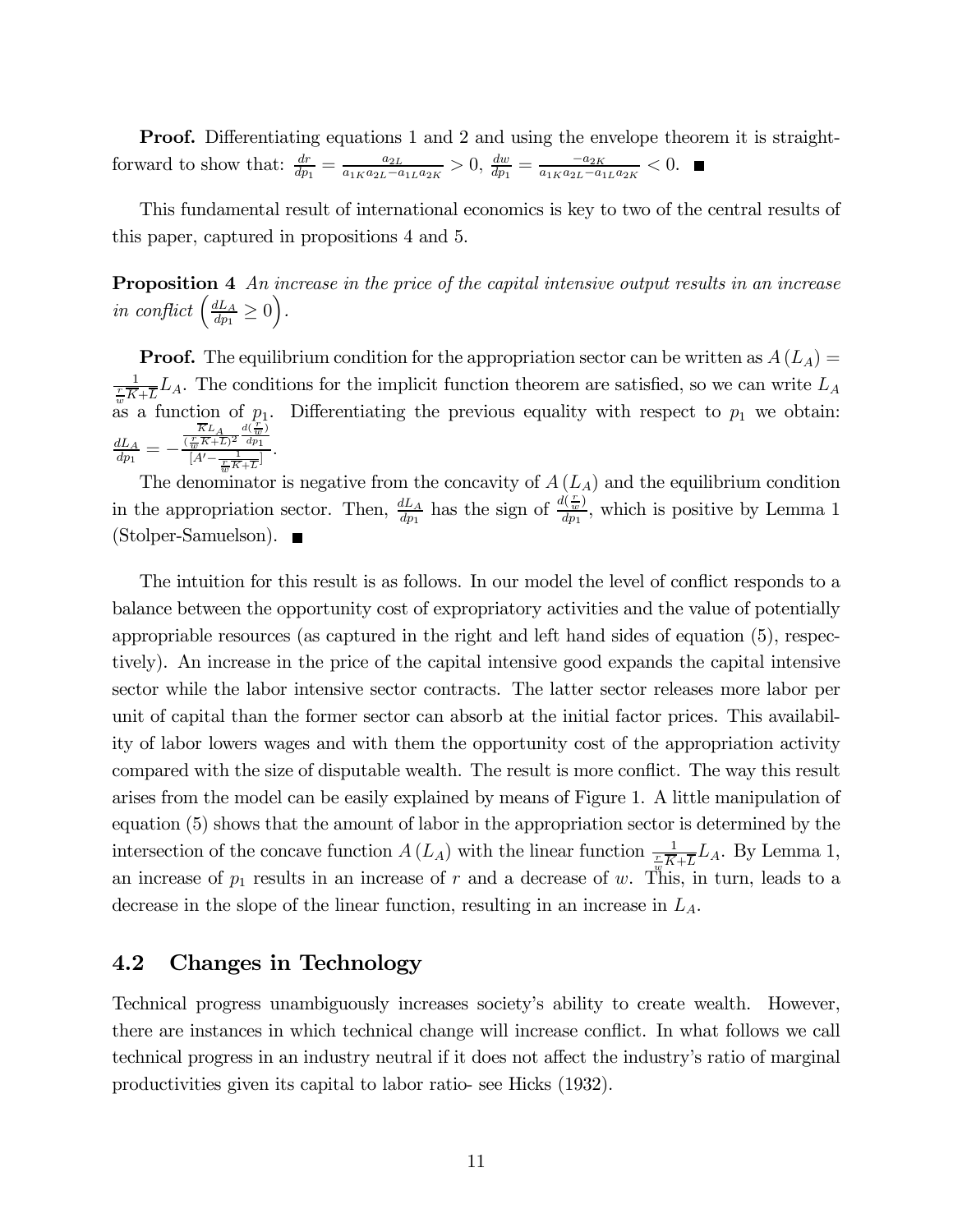**Proof.** Differentiating equations 1 and 2 and using the envelope theorem it is straightforward to show that: $\frac{dr}{dp_1} = \frac{a_{2L}}{a_{1K}a_{2L}-a_{1L}a_{2K}} > 0$, $\frac{dw}{dp_1} = \frac{-a_{2K}}{a_{1K}a_{2L}-a_{1L}a_{2K}} < 0$. ■

This fundamental result of international economics is key to two of the central results of this paper, captured in propositions 4 and 5.

**Proposition 4** *An increase in the price of the capital intensive output results in an increase in conflict* $\left(\frac{dL_A}{dp_1} \geq 0\right)$.

**Proof.** The equilibrium condition for the appropriation sector can be written as $A(L_A) = \frac{1}{\frac{r}{w}\overline{K}+\overline{L}}L_A$. The conditions for the implicit function theorem are satisfied, so we can write $L_A$ as a function of $p_1$. Differentiating the previous equality with respect to $p_1$ we obtain: $\frac{dL_A}{dp_1} = -\frac{\frac{\overline{K}L_A}{(\frac{r}{w}\overline{K}+\overline{L})^2}\frac{d(\frac{r}{w})}{dp_1}}{[A' - \frac{1}{\frac{r}{w}\overline{K}+\overline{L}}]}$.

The denominator is negative from the concavity of $A(L_A)$ and the equilibrium condition in the appropriation sector. Then, $\frac{dL_A}{dp_1}$ has the sign of $\frac{d(\frac{r}{w})}{dp_1}$, which is positive by Lemma 1 (Stolper-Samuelson). ■

The intuition for this result is as follows. In our model the level of conflict responds to a balance between the opportunity cost of expropriatory activities and the value of potentially appropriable resources (as captured in the right and left hand sides of equation (5), respectively). An increase in the price of the capital intensive good expands the capital intensive sector while the labor intensive sector contracts. The latter sector releases more labor per unit of capital than the former sector can absorb at the initial factor prices. This availability of labor lowers wages and with them the opportunity cost of the appropriation activity compared with the size of disputable wealth. The result is more conflict. The way this result arises from the model can be easily explained by means of Figure 1. A little manipulation of equation (5) shows that the amount of labor in the appropriation sector is determined by the intersection of the concave function $A(L_A)$ with the linear function $\frac{1}{\frac{r}{w}\overline{K}+\overline{L}}L_A$. By Lemma 1, an increase of $p_1$ results in an increase of $r$ and a decrease of $w$. This, in turn, leads to a decrease in the slope of the linear function, resulting in an increase in $L_A$.

## 4.2 Changes in Technology

Technical progress unambiguously increases society's ability to create wealth. However, there are instances in which technical change will increase conflict. In what follows we call technical progress in an industry neutral if it does not affect the industry's ratio of marginal productivities given its capital to labor ratio- see Hicks (1932).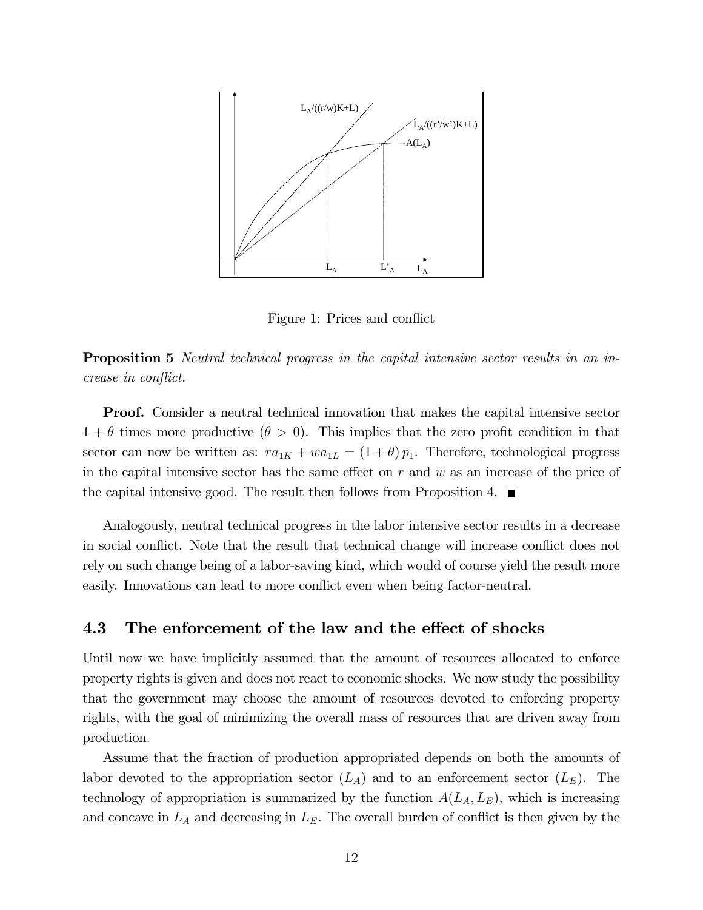Figure 1: Prices and conflict

**Proposition 5** *Neutral technical progress in the capital intensive sector results in an increase in conflict.*

**Proof.** Consider a neutral technical innovation that makes the capital intensive sector $1 + \theta$ times more productive ($\theta > 0$). This implies that the zero profit condition in that sector can now be written as: $ra_{1K} + wa_{1L} = (1 + \theta) p_1$. Therefore, technological progress in the capital intensive sector has the same effect on $r$ and $w$ as an increase of the price of the capital intensive good. The result then follows from Proposition 4. ■

Analogously, neutral technical progress in the labor intensive sector results in a decrease in social conflict. Note that the result that technical change will increase conflict does not rely on such change being of a labor-saving kind, which would of course yield the result more easily. Innovations can lead to more conflict even when being factor-neutral.

### 4.3 The enforcement of the law and the effect of shocks

Until now we have implicitly assumed that the amount of resources allocated to enforce property rights is given and does not react to economic shocks. We now study the possibility that the government may choose the amount of resources devoted to enforcing property rights, with the goal of minimizing the overall mass of resources that are driven away from production.

Assume that the fraction of production appropriated depends on both the amounts of labor devoted to the appropriation sector ($L_A$) and to an enforcement sector ($L_E$). The technology of appropriation is summarized by the function $A(L_A, L_E)$, which is increasing and concave in $L_A$ and decreasing in $L_E$. The overall burden of conflict is then given by the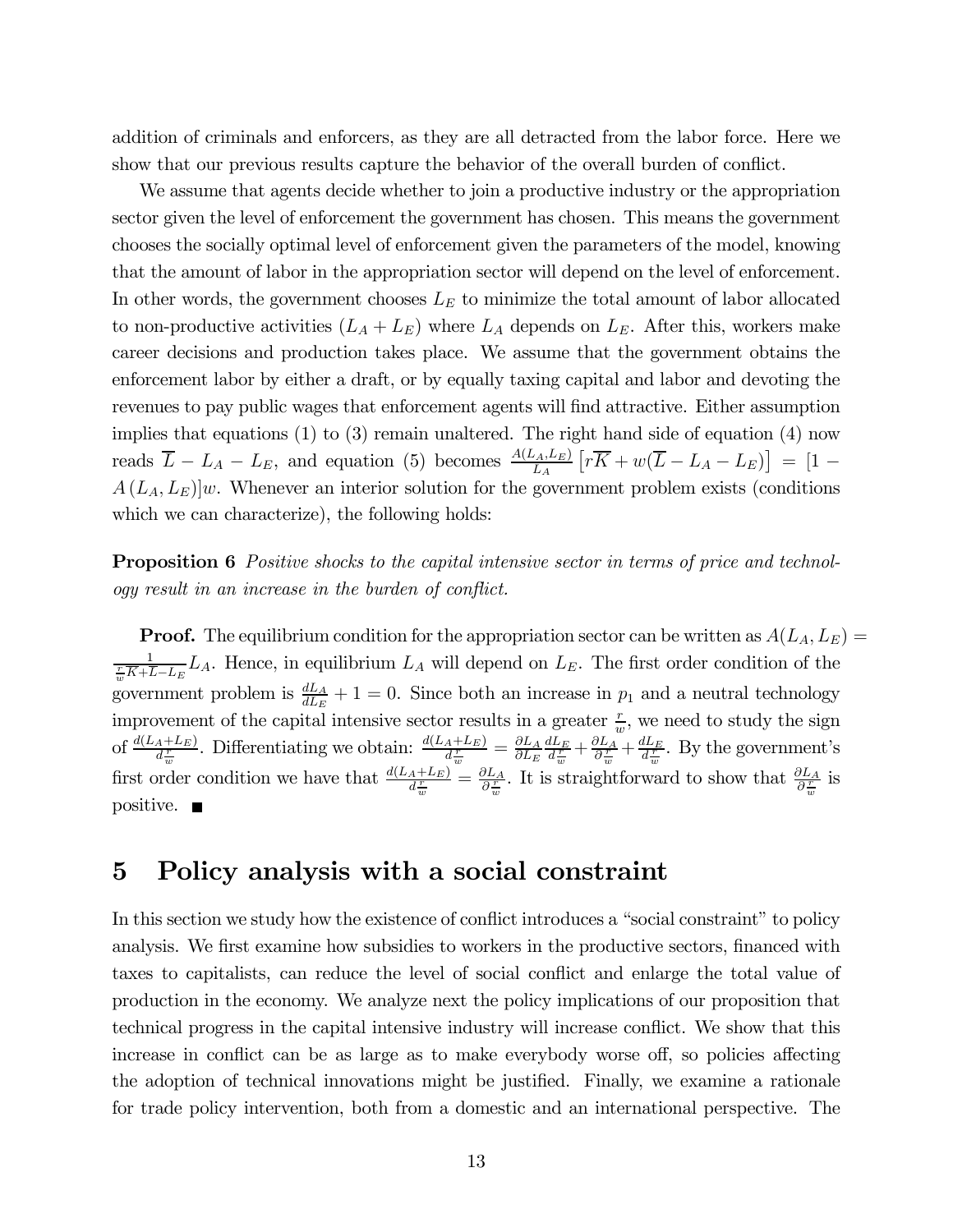addition of criminals and enforcers, as they are all detracted from the labor force. Here we show that our previous results capture the behavior of the overall burden of conflict.

We assume that agents decide whether to join a productive industry or the appropriation sector given the level of enforcement the government has chosen. This means the government chooses the socially optimal level of enforcement given the parameters of the model, knowing that the amount of labor in the appropriation sector will depend on the level of enforcement. In other words, the government chooses $L_E$ to minimize the total amount of labor allocated to non-productive activities $(L_A + L_E)$ where $L_A$ depends on $L_E$. After this, workers make career decisions and production takes place. We assume that the government obtains the enforcement labor by either a draft, or by equally taxing capital and labor and devoting the revenues to pay public wages that enforcement agents will find attractive. Either assumption implies that equations (1) to (3) remain unaltered. The right hand side of equation (4) now reads $\overline{L} - L_A - L_E$, and equation (5) becomes $\frac{A(L_A,L_E)}{L_A}\left[r\overline{K} + w(\overline{L} - L_A - L_E)\right] = [1 - A(L_A, L_E)]w$. Whenever an interior solution for the government problem exists (conditions which we can characterize), the following holds:

**Proposition 6** *Positive shocks to the capital intensive sector in terms of price and technology result in an increase in the burden of conflict.*

**Proof.** The equilibrium condition for the appropriation sector can be written as $A(L_A, L_E) = \frac{1}{\frac{r}{w}\overline{K}+\overline{L}-L_E}L_A$. Hence, in equilibrium $L_A$ will depend on $L_E$. The first order condition of the government problem is $\frac{dL_A}{dL_E} + 1 = 0$. Since both an increase in $p_1$ and a neutral technology improvement of the capital intensive sector results in a greater $\frac{r}{w}$, we need to study the sign of $\frac{d(L_A+L_E)}{d\frac{r}{w}}$. Differentiating we obtain: $\frac{d(L_A+L_E)}{d\frac{r}{w}} = \frac{\partial L_A}{\partial L_E}\frac{dL_E}{d\frac{r}{w}} + \frac{\partial L_A}{\partial \frac{r}{w}} + \frac{dL_E}{d\frac{r}{w}}$. By the government's first order condition we have that $\frac{d(L_A+L_E)}{d\frac{r}{w}} = \frac{\partial L_A}{\partial \frac{r}{w}}$. It is straightforward to show that $\frac{\partial L_A}{\partial \frac{r}{w}}$ is positive. ∎

# 5 Policy analysis with a social constraint

In this section we study how the existence of conflict introduces a "social constraint" to policy analysis. We first examine how subsidies to workers in the productive sectors, financed with taxes to capitalists, can reduce the level of social conflict and enlarge the total value of production in the economy. We analyze next the policy implications of our proposition that technical progress in the capital intensive industry will increase conflict. We show that this increase in conflict can be as large as to make everybody worse off, so policies affecting the adoption of technical innovations might be justified. Finally, we examine a rationale for trade policy intervention, both from a domestic and an international perspective. The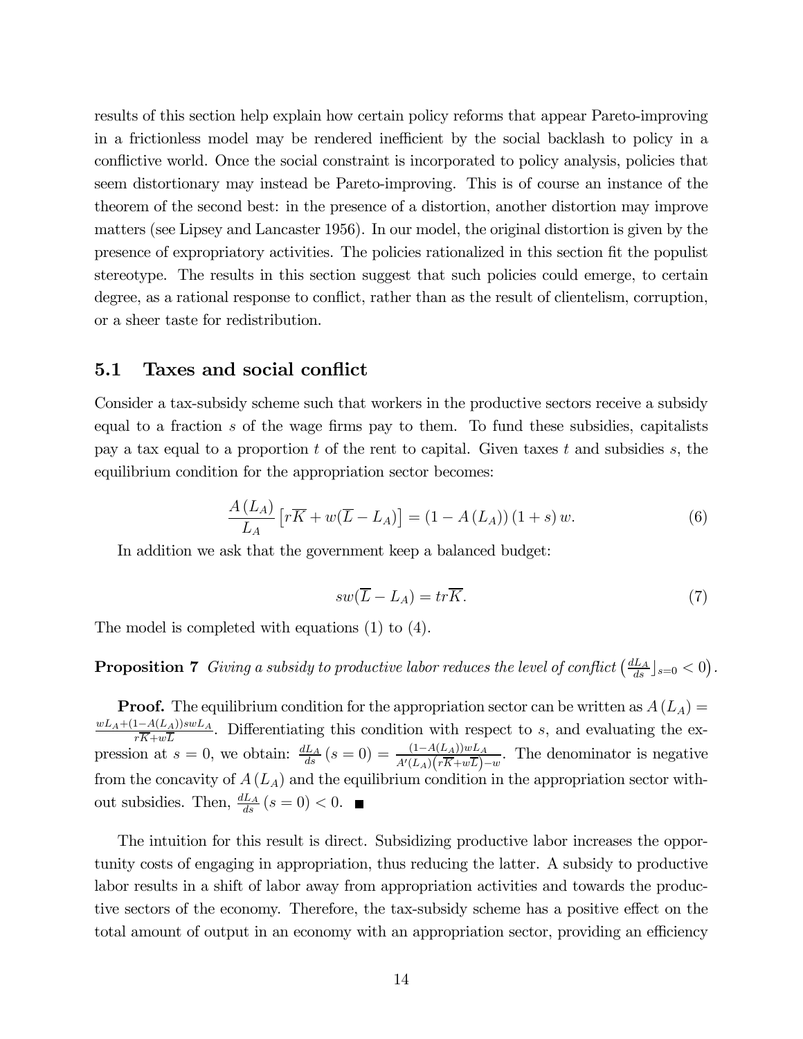results of this section help explain how certain policy reforms that appear Pareto-improving in a frictionless model may be rendered inefficient by the social backlash to policy in a conflictive world. Once the social constraint is incorporated to policy analysis, policies that seem distortionary may instead be Pareto-improving. This is of course an instance of the theorem of the second best: in the presence of a distortion, another distortion may improve matters (see Lipsey and Lancaster 1956). In our model, the original distortion is given by the presence of expropriatory activities. The policies rationalized in this section fit the populist stereotype. The results in this section suggest that such policies could emerge, to certain degree, as a rational response to conflict, rather than as the result of clientelism, corruption, or a sheer taste for redistribution.

## 5.1 Taxes and social conflict

Consider a tax-subsidy scheme such that workers in the productive sectors receive a subsidy equal to a fraction $s$ of the wage firms pay to them. To fund these subsidies, capitalists pay a tax equal to a proportion $t$ of the rent to capital. Given taxes $t$ and subsidies $s$, the equilibrium condition for the appropriation sector becomes:

$$\frac{A(L_A)}{L_A}\left[r\overline{K} + w(\overline{L} - L_A)\right] = (1 - A(L_A))(1 + s)w. \tag{6}$$

In addition we ask that the government keep a balanced budget:

$$sw(\overline{L} - L_A) = tr\overline{K}. \tag{7}$$

The model is completed with equations (1) to (4).

**Proposition 7** *Giving a subsidy to productive labor reduces the level of conflict* $\left(\frac{dL_A}{ds}\rfloor_{s=0} < 0\right)$.

**Proof.** The equilibrium condition for the appropriation sector can be written as $A(L_A) = \frac{wL_A + (1-A(L_A))swL_A}{r\overline{K}+w\overline{L}}$. Differentiating this condition with respect to $s$, and evaluating the expression at $s = 0$, we obtain: $\frac{dL_A}{ds}(s = 0) = \frac{(1-A(L_A))wL_A}{A'(L_A)\left(r\overline{K}+w\overline{L}\right)-w}$. The denominator is negative from the concavity of $A(L_A)$ and the equilibrium condition in the appropriation sector without subsidies. Then, $\frac{dL_A}{ds}(s = 0) < 0$. ■

The intuition for this result is direct. Subsidizing productive labor increases the opportunity costs of engaging in appropriation, thus reducing the latter. A subsidy to productive labor results in a shift of labor away from appropriation activities and towards the productive sectors of the economy. Therefore, the tax-subsidy scheme has a positive effect on the total amount of output in an economy with an appropriation sector, providing an efficiency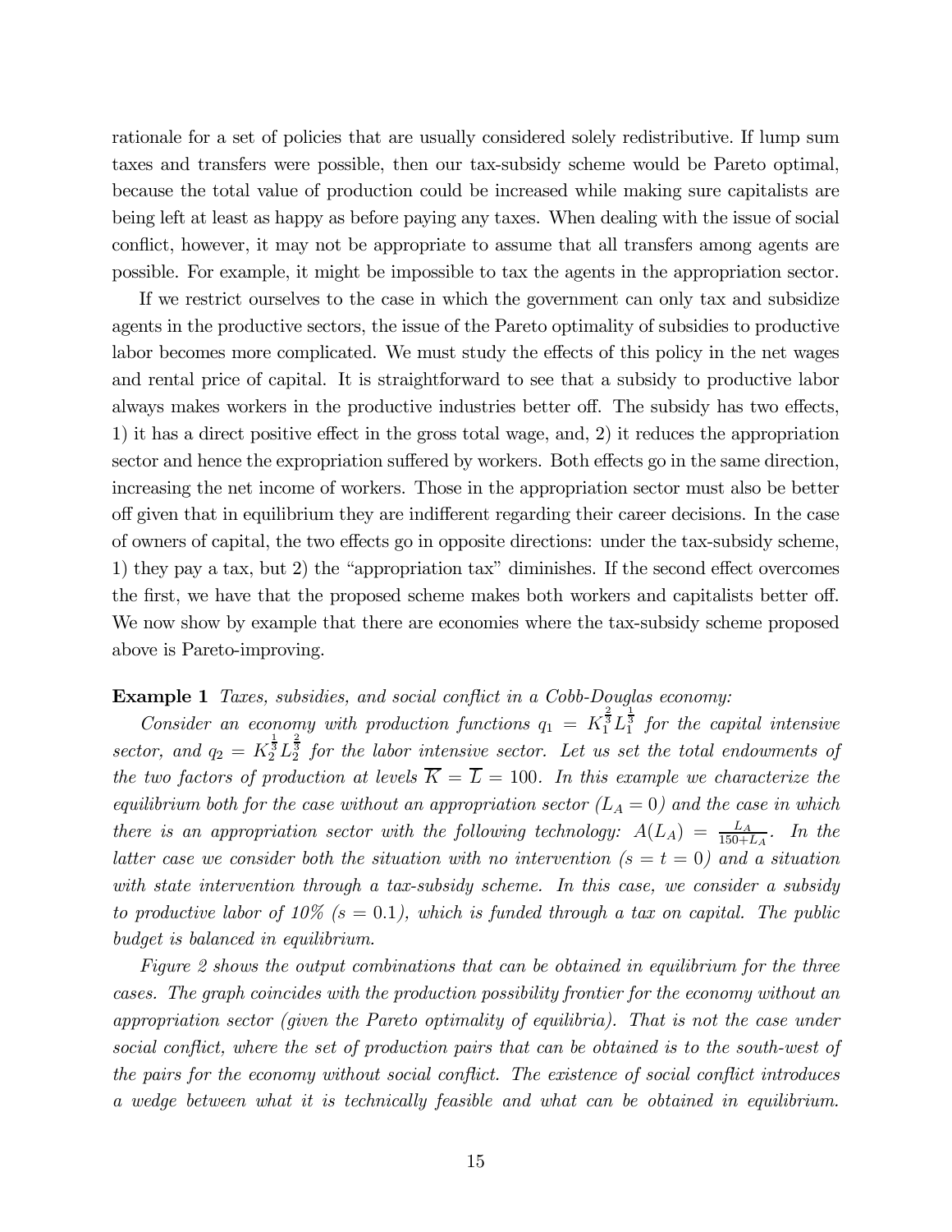rationale for a set of policies that are usually considered solely redistributive. If lump sum taxes and transfers were possible, then our tax-subsidy scheme would be Pareto optimal, because the total value of production could be increased while making sure capitalists are being left at least as happy as before paying any taxes. When dealing with the issue of social conflict, however, it may not be appropriate to assume that all transfers among agents are possible. For example, it might be impossible to tax the agents in the appropriation sector.

If we restrict ourselves to the case in which the government can only tax and subsidize agents in the productive sectors, the issue of the Pareto optimality of subsidies to productive labor becomes more complicated. We must study the effects of this policy in the net wages and rental price of capital. It is straightforward to see that a subsidy to productive labor always makes workers in the productive industries better off. The subsidy has two effects, 1) it has a direct positive effect in the gross total wage, and, 2) it reduces the appropriation sector and hence the expropriation suffered by workers. Both effects go in the same direction, increasing the net income of workers. Those in the appropriation sector must also be better off given that in equilibrium they are indifferent regarding their career decisions. In the case of owners of capital, the two effects go in opposite directions: under the tax-subsidy scheme, 1) they pay a tax, but 2) the "appropriation tax" diminishes. If the second effect overcomes the first, we have that the proposed scheme makes both workers and capitalists better off. We now show by example that there are economies where the tax-subsidy scheme proposed above is Pareto-improving.

**Example 1** *Taxes, subsidies, and social conflict in a Cobb-Douglas economy:*

*Consider an economy with production functions* $q_1 = K_1^{\frac{2}{3}} L_1^{\frac{1}{3}}$ *for the capital intensive sector, and* $q_2 = K_2^{\frac{1}{3}} L_2^{\frac{2}{3}}$ *for the labor intensive sector. Let us set the total endowments of the two factors of production at levels* $\overline{K} = \overline{L} = 100$. *In this example we characterize the equilibrium both for the case without an appropriation sector* ($L_A = 0$) *and the case in which there is an appropriation sector with the following technology:* $A(L_A) = \frac{L_A}{150+L_A}$. *In the latter case we consider both the situation with no intervention* ($s = t = 0$) *and a situation with state intervention through a tax-subsidy scheme. In this case, we consider a subsidy to productive labor of 10%* ($s = 0.1$)*, which is funded through a tax on capital. The public budget is balanced in equilibrium.*

*Figure 2 shows the output combinations that can be obtained in equilibrium for the three cases. The graph coincides with the production possibility frontier for the economy without an appropriation sector (given the Pareto optimality of equilibria). That is not the case under social conflict, where the set of production pairs that can be obtained is to the south-west of the pairs for the economy without social conflict. The existence of social conflict introduces a wedge between what it is technically feasible and what can be obtained in equilibrium.*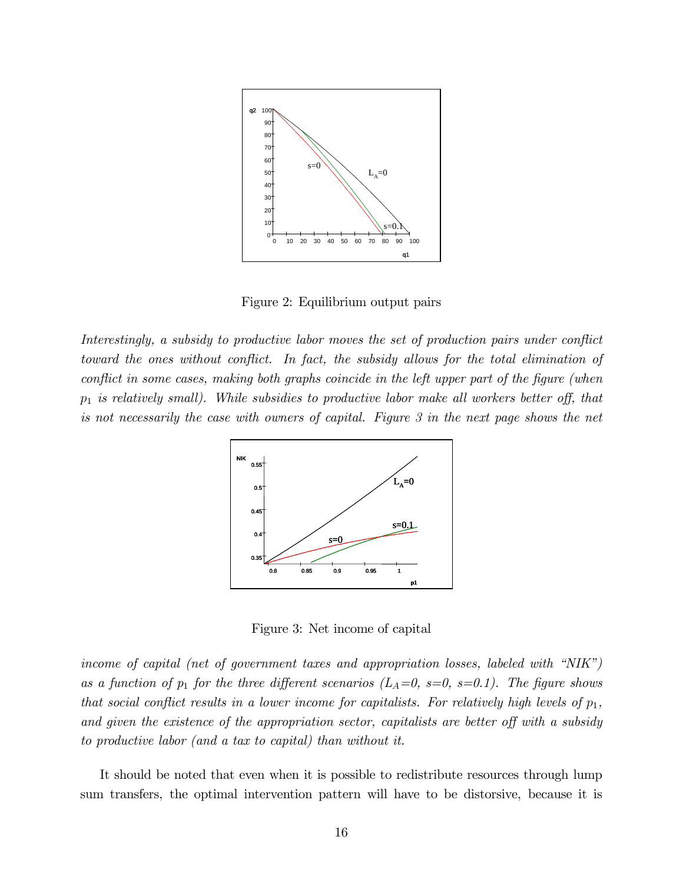Figure 2: Equilibrium output pairs

*Interestingly, a subsidy to productive labor moves the set of production pairs under conflict toward the ones without conflict. In fact, the subsidy allows for the total elimination of conflict in some cases, making both graphs coincide in the left upper part of the figure (when $p_1$ is relatively small). While subsidies to productive labor make all workers better off, that is not necessarily the case with owners of capital. Figure 3 in the next page shows the net*

Figure 3: Net income of capital

*income of capital (net of government taxes and appropriation losses, labeled with "NIK") as a function of $p_1$ for the three different scenarios ($L_A$=0, s=0, s=0.1). The figure shows that social conflict results in a lower income for capitalists. For relatively high levels of $p_1$, and given the existence of the appropriation sector, capitalists are better off with a subsidy to productive labor (and a tax to capital) than without it.*

It should be noted that even when it is possible to redistribute resources through lump sum transfers, the optimal intervention pattern will have to be distorsive, because it is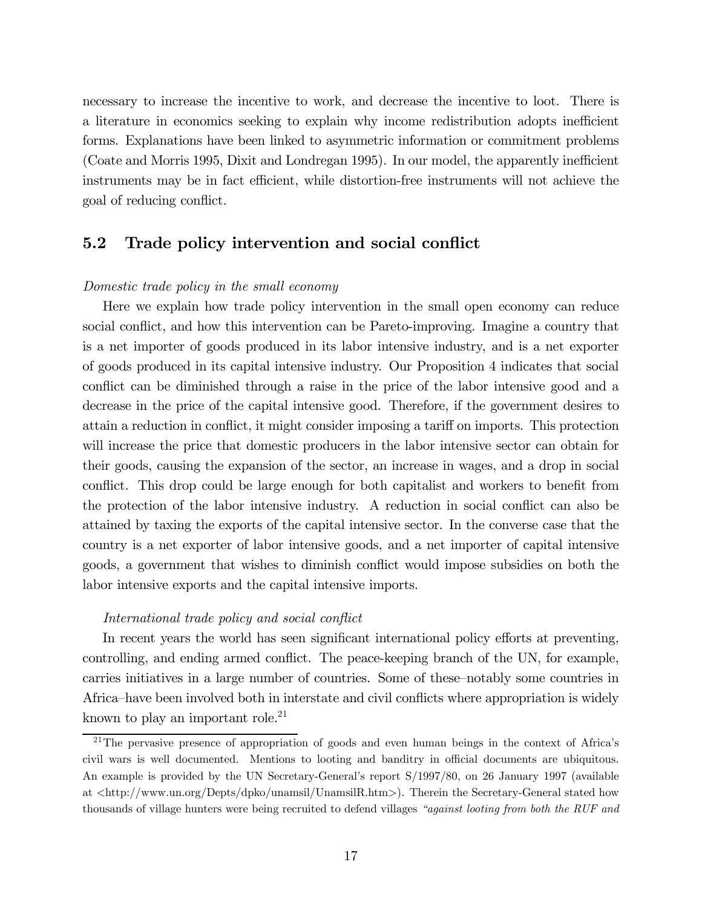necessary to increase the incentive to work, and decrease the incentive to loot. There is a literature in economics seeking to explain why income redistribution adopts inefficient forms. Explanations have been linked to asymmetric information or commitment problems (Coate and Morris 1995, Dixit and Londregan 1995). In our model, the apparently inefficient instruments may be in fact efficient, while distortion-free instruments will not achieve the goal of reducing conflict.

## 5.2 Trade policy intervention and social conflict

*Domestic trade policy in the small economy*

Here we explain how trade policy intervention in the small open economy can reduce social conflict, and how this intervention can be Pareto-improving. Imagine a country that is a net importer of goods produced in its labor intensive industry, and is a net exporter of goods produced in its capital intensive industry. Our Proposition 4 indicates that social conflict can be diminished through a raise in the price of the labor intensive good and a decrease in the price of the capital intensive good. Therefore, if the government desires to attain a reduction in conflict, it might consider imposing a tariff on imports. This protection will increase the price that domestic producers in the labor intensive sector can obtain for their goods, causing the expansion of the sector, an increase in wages, and a drop in social conflict. This drop could be large enough for both capitalist and workers to benefit from the protection of the labor intensive industry. A reduction in social conflict can also be attained by taxing the exports of the capital intensive sector. In the converse case that the country is a net exporter of labor intensive goods, and a net importer of capital intensive goods, a government that wishes to diminish conflict would impose subsidies on both the labor intensive exports and the capital intensive imports.

*International trade policy and social conflict*

In recent years the world has seen significant international policy efforts at preventing, controlling, and ending armed conflict. The peace-keeping branch of the UN, for example, carries initiatives in a large number of countries. Some of these–notably some countries in Africa–have been involved both in interstate and civil conflicts where appropriation is widely known to play an important role.[21]

[21] The pervasive presence of appropriation of goods and even human beings in the context of Africa's civil wars is well documented. Mentions to looting and banditry in official documents are ubiquitous. An example is provided by the UN Secretary-General's report S/1997/80, on 26 January 1997 (available at <http://www.un.org/Depts/dpko/unamsil/UnamsilR.htm>). Therein the Secretary-General stated how thousands of village hunters were being recruited to defend villages *"against looting from both the RUF and*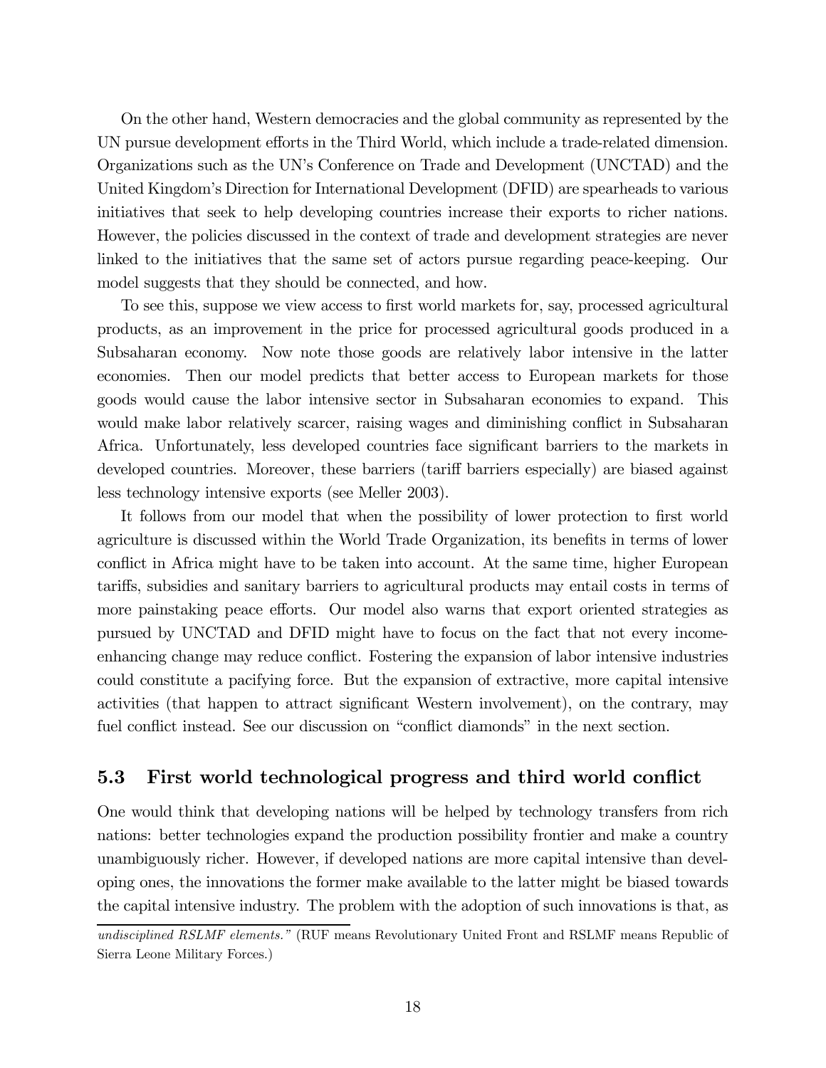On the other hand, Western democracies and the global community as represented by the UN pursue development efforts in the Third World, which include a trade-related dimension. Organizations such as the UN's Conference on Trade and Development (UNCTAD) and the United Kingdom's Direction for International Development (DFID) are spearheads to various initiatives that seek to help developing countries increase their exports to richer nations. However, the policies discussed in the context of trade and development strategies are never linked to the initiatives that the same set of actors pursue regarding peace-keeping. Our model suggests that they should be connected, and how.

To see this, suppose we view access to first world markets for, say, processed agricultural products, as an improvement in the price for processed agricultural goods produced in a Subsaharan economy. Now note those goods are relatively labor intensive in the latter economies. Then our model predicts that better access to European markets for those goods would cause the labor intensive sector in Subsaharan economies to expand. This would make labor relatively scarcer, raising wages and diminishing conflict in Subsaharan Africa. Unfortunately, less developed countries face significant barriers to the markets in developed countries. Moreover, these barriers (tariff barriers especially) are biased against less technology intensive exports (see Meller 2003).

It follows from our model that when the possibility of lower protection to first world agriculture is discussed within the World Trade Organization, its benefits in terms of lower conflict in Africa might have to be taken into account. At the same time, higher European tariffs, subsidies and sanitary barriers to agricultural products may entail costs in terms of more painstaking peace efforts. Our model also warns that export oriented strategies as pursued by UNCTAD and DFID might have to focus on the fact that not every income-enhancing change may reduce conflict. Fostering the expansion of labor intensive industries could constitute a pacifying force. But the expansion of extractive, more capital intensive activities (that happen to attract significant Western involvement), on the contrary, may fuel conflict instead. See our discussion on "conflict diamonds" in the next section.

### 5.3 First world technological progress and third world conflict

One would think that developing nations will be helped by technology transfers from rich nations: better technologies expand the production possibility frontier and make a country unambiguously richer. However, if developed nations are more capital intensive than developing ones, the innovations the former make available to the latter might be biased towards the capital intensive industry. The problem with the adoption of such innovations is that, as

*undisciplined RSLMF elements."* (RUF means Revolutionary United Front and RSLMF means Republic of Sierra Leone Military Forces.)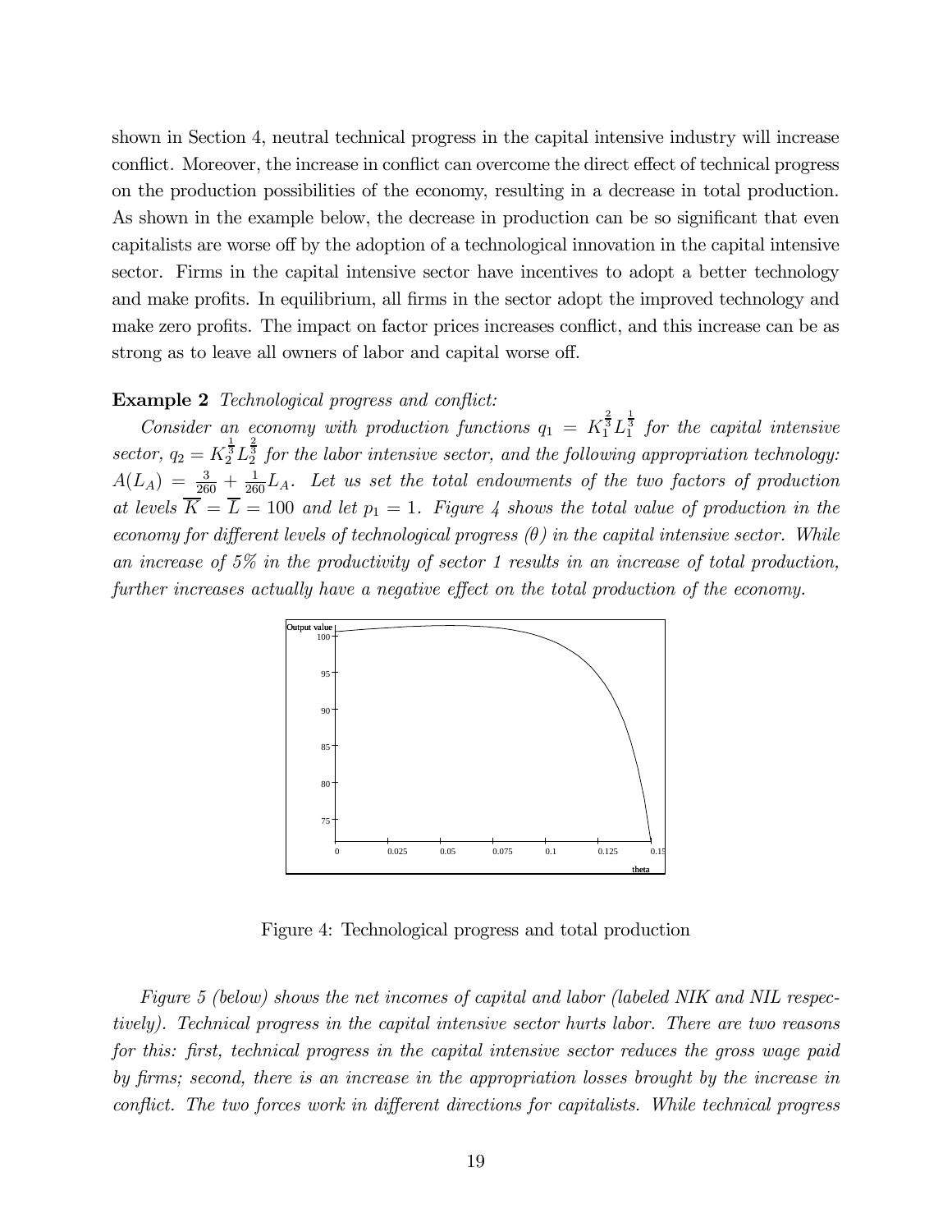shown in Section 4, neutral technical progress in the capital intensive industry will increase conflict. Moreover, the increase in conflict can overcome the direct effect of technical progress on the production possibilities of the economy, resulting in a decrease in total production. As shown in the example below, the decrease in production can be so significant that even capitalists are worse off by the adoption of a technological innovation in the capital intensive sector. Firms in the capital intensive sector have incentives to adopt a better technology and make profits. In equilibrium, all firms in the sector adopt the improved technology and make zero profits. The impact on factor prices increases conflict, and this increase can be as strong as to leave all owners of labor and capital worse off.

**Example 2** *Technological progress and conflict:*

*Consider an economy with production functions $q_1 = K_1^{\frac{2}{3}} L_1^{\frac{1}{3}}$ for the capital intensive sector, $q_2 = K_2^{\frac{1}{3}} L_2^{\frac{2}{3}}$ for the labor intensive sector, and the following appropriation technology: $A(L_A) = \frac{3}{260} + \frac{1}{260} L_A$. Let us set the total endowments of the two factors of production at levels $\overline{K} = \overline{L} = 100$ and let $p_1 = 1$. Figure 4 shows the total value of production in the economy for different levels of technological progress ($\theta$) in the capital intensive sector. While an increase of 5% in the productivity of sector 1 results in an increase of total production, further increases actually have a negative effect on the total production of the economy.*

Figure 4: Technological progress and total production

*Figure 5 (below) shows the net incomes of capital and labor (labeled NIK and NIL respectively). Technical progress in the capital intensive sector hurts labor. There are two reasons for this: first, technical progress in the capital intensive sector reduces the gross wage paid by firms; second, there is an increase in the appropriation losses brought by the increase in conflict. The two forces work in different directions for capitalists. While technical progress*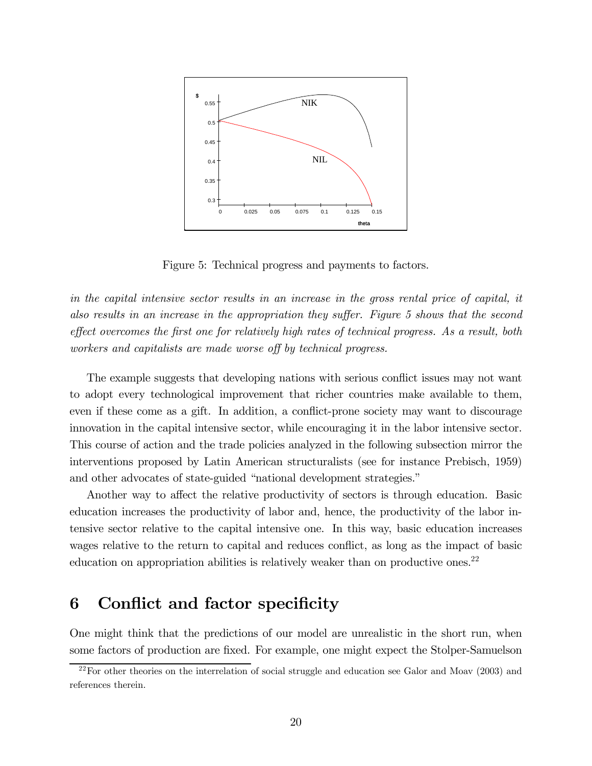Figure 5: Technical progress and payments to factors.

*in the capital intensive sector results in an increase in the gross rental price of capital, it also results in an increase in the appropriation they suffer. Figure 5 shows that the second effect overcomes the first one for relatively high rates of technical progress. As a result, both workers and capitalists are made worse off by technical progress.*

The example suggests that developing nations with serious conflict issues may not want to adopt every technological improvement that richer countries make available to them, even if these come as a gift. In addition, a conflict-prone society may want to discourage innovation in the capital intensive sector, while encouraging it in the labor intensive sector. This course of action and the trade policies analyzed in the following subsection mirror the interventions proposed by Latin American structuralists (see for instance Prebisch, 1959) and other advocates of state-guided "national development strategies."

Another way to affect the relative productivity of sectors is through education. Basic education increases the productivity of labor and, hence, the productivity of the labor intensive sector relative to the capital intensive one. In this way, basic education increases wages relative to the return to capital and reduces conflict, as long as the impact of basic education on appropriation abilities is relatively weaker than on productive ones.[22]

# 6 Conflict and factor specificity

One might think that the predictions of our model are unrealistic in the short run, when some factors of production are fixed. For example, one might expect the Stolper-Samuelson

[22] For other theories on the interrelation of social struggle and education see Galor and Moav (2003) and references therein.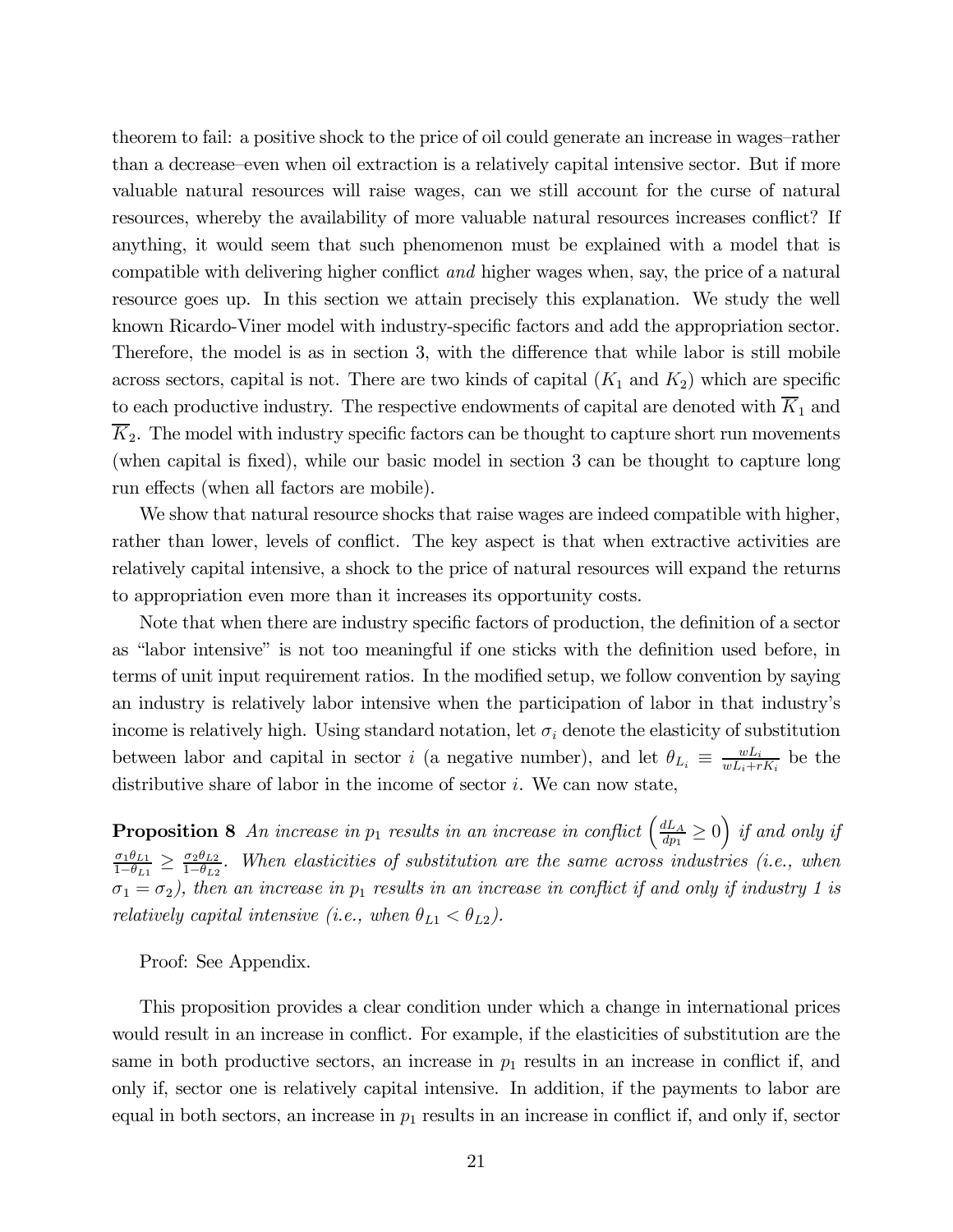theorem to fail: a positive shock to the price of oil could generate an increase in wages–rather than a decrease–even when oil extraction is a relatively capital intensive sector. But if more valuable natural resources will raise wages, can we still account for the curse of natural resources, whereby the availability of more valuable natural resources increases conflict? If anything, it would seem that such phenomenon must be explained with a model that is compatible with delivering higher conflict *and* higher wages when, say, the price of a natural resource goes up. In this section we attain precisely this explanation. We study the well known Ricardo-Viner model with industry-specific factors and add the appropriation sector. Therefore, the model is as in section 3, with the difference that while labor is still mobile across sectors, capital is not. There are two kinds of capital ($K_1$ and $K_2$) which are specific to each productive industry. The respective endowments of capital are denoted with $\overline{K}_1$ and $\overline{K}_2$. The model with industry specific factors can be thought to capture short run movements (when capital is fixed), while our basic model in section 3 can be thought to capture long run effects (when all factors are mobile).

We show that natural resource shocks that raise wages are indeed compatible with higher, rather than lower, levels of conflict. The key aspect is that when extractive activities are relatively capital intensive, a shock to the price of natural resources will expand the returns to appropriation even more than it increases its opportunity costs.

Note that when there are industry specific factors of production, the definition of a sector as "labor intensive" is not too meaningful if one sticks with the definition used before, in terms of unit input requirement ratios. In the modified setup, we follow convention by saying an industry is relatively labor intensive when the participation of labor in that industry's income is relatively high. Using standard notation, let $\sigma_i$ denote the elasticity of substitution between labor and capital in sector $i$ (a negative number), and let $\theta_{L_i} \equiv \frac{wL_i}{wL_i + rK_i}$ be the distributive share of labor in the income of sector $i$. We can now state,

**Proposition 8** *An increase in $p_1$ results in an increase in conflict $\left(\frac{dL_A}{dp_1} \geq 0\right)$ if and only if $\frac{\sigma_1 \theta_{L1}}{1-\theta_{L1}} \geq \frac{\sigma_2 \theta_{L2}}{1-\theta_{L2}}$. When elasticities of substitution are the same across industries (i.e., when $\sigma_1 = \sigma_2$), then an increase in $p_1$ results in an increase in conflict if and only if industry 1 is relatively capital intensive (i.e., when $\theta_{L1} < \theta_{L2}$).*

Proof: See Appendix.

This proposition provides a clear condition under which a change in international prices would result in an increase in conflict. For example, if the elasticities of substitution are the same in both productive sectors, an increase in $p_1$ results in an increase in conflict if, and only if, sector one is relatively capital intensive. In addition, if the payments to labor are equal in both sectors, an increase in $p_1$ results in an increase in conflict if, and only if, sector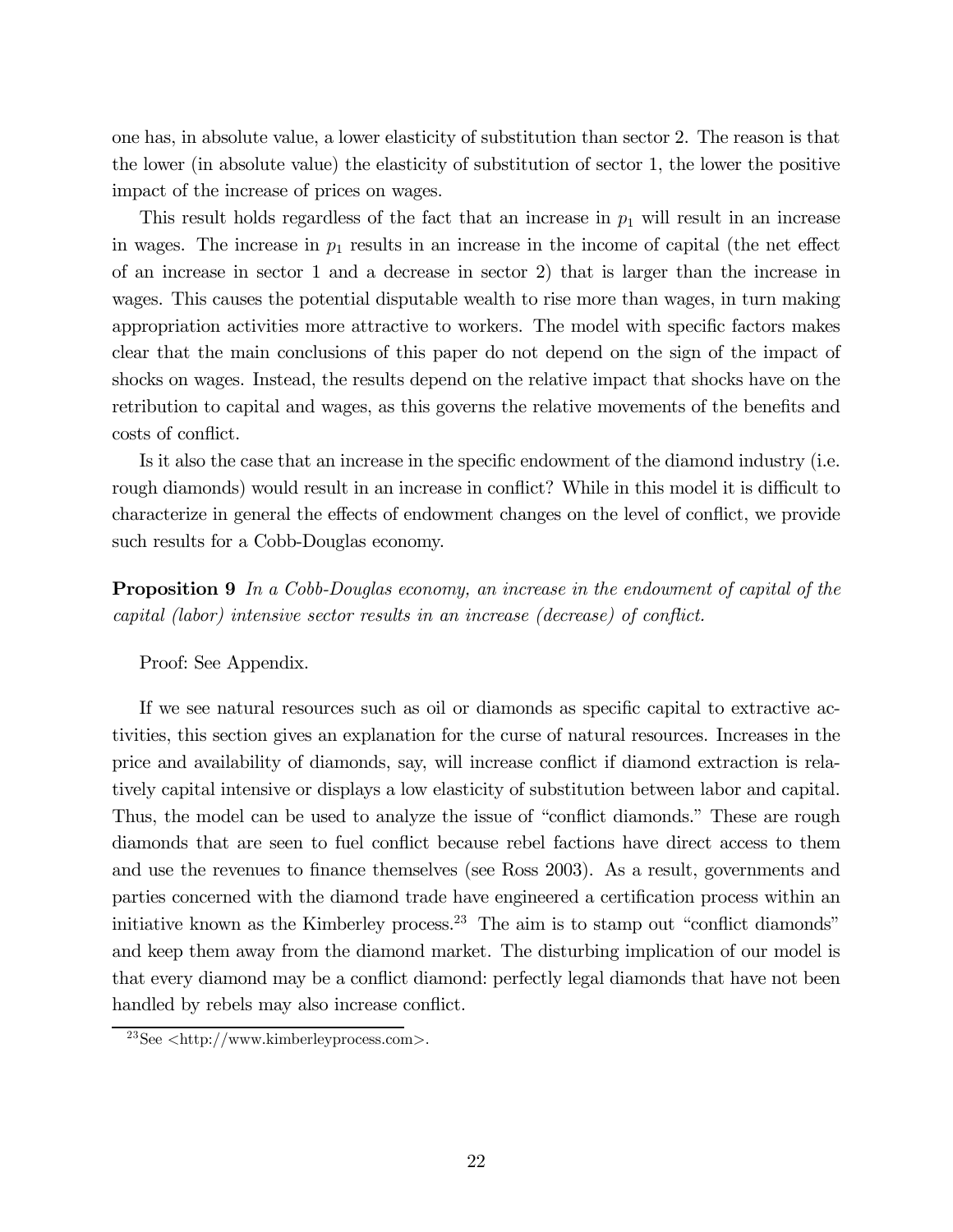one has, in absolute value, a lower elasticity of substitution than sector 2. The reason is that the lower (in absolute value) the elasticity of substitution of sector 1, the lower the positive impact of the increase of prices on wages.

This result holds regardless of the fact that an increase in $p_1$ will result in an increase in wages. The increase in $p_1$ results in an increase in the income of capital (the net effect of an increase in sector 1 and a decrease in sector 2) that is larger than the increase in wages. This causes the potential disputable wealth to rise more than wages, in turn making appropriation activities more attractive to workers. The model with specific factors makes clear that the main conclusions of this paper do not depend on the sign of the impact of shocks on wages. Instead, the results depend on the relative impact that shocks have on the retribution to capital and wages, as this governs the relative movements of the benefits and costs of conflict.

Is it also the case that an increase in the specific endowment of the diamond industry (i.e. rough diamonds) would result in an increase in conflict? While in this model it is difficult to characterize in general the effects of endowment changes on the level of conflict, we provide such results for a Cobb-Douglas economy.

**Proposition 9** *In a Cobb-Douglas economy, an increase in the endowment of capital of the capital (labor) intensive sector results in an increase (decrease) of conflict.*

Proof: See Appendix.

If we see natural resources such as oil or diamonds as specific capital to extractive activities, this section gives an explanation for the curse of natural resources. Increases in the price and availability of diamonds, say, will increase conflict if diamond extraction is relatively capital intensive or displays a low elasticity of substitution between labor and capital. Thus, the model can be used to analyze the issue of "conflict diamonds." These are rough diamonds that are seen to fuel conflict because rebel factions have direct access to them and use the revenues to finance themselves (see Ross 2003). As a result, governments and parties concerned with the diamond trade have engineered a certification process within an initiative known as the Kimberley process.[23] The aim is to stamp out "conflict diamonds" and keep them away from the diamond market. The disturbing implication of our model is that every diamond may be a conflict diamond: perfectly legal diamonds that have not been handled by rebels may also increase conflict.

[23] See <http://www.kimberleyprocess.com>.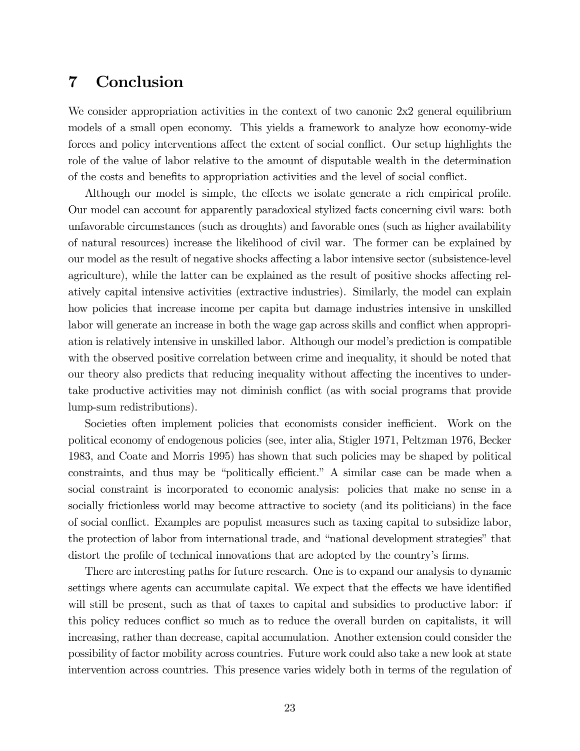# 7 Conclusion

We consider appropriation activities in the context of two canonic 2x2 general equilibrium models of a small open economy. This yields a framework to analyze how economy-wide forces and policy interventions affect the extent of social conflict. Our setup highlights the role of the value of labor relative to the amount of disputable wealth in the determination of the costs and benefits to appropriation activities and the level of social conflict.

Although our model is simple, the effects we isolate generate a rich empirical profile. Our model can account for apparently paradoxical stylized facts concerning civil wars: both unfavorable circumstances (such as droughts) and favorable ones (such as higher availability of natural resources) increase the likelihood of civil war. The former can be explained by our model as the result of negative shocks affecting a labor intensive sector (subsistence-level agriculture), while the latter can be explained as the result of positive shocks affecting relatively capital intensive activities (extractive industries). Similarly, the model can explain how policies that increase income per capita but damage industries intensive in unskilled labor will generate an increase in both the wage gap across skills and conflict when appropriation is relatively intensive in unskilled labor. Although our model's prediction is compatible with the observed positive correlation between crime and inequality, it should be noted that our theory also predicts that reducing inequality without affecting the incentives to undertake productive activities may not diminish conflict (as with social programs that provide lump-sum redistributions).

Societies often implement policies that economists consider inefficient. Work on the political economy of endogenous policies (see, inter alia, Stigler 1971, Peltzman 1976, Becker 1983, and Coate and Morris 1995) has shown that such policies may be shaped by political constraints, and thus may be "politically efficient." A similar case can be made when a social constraint is incorporated to economic analysis: policies that make no sense in a socially frictionless world may become attractive to society (and its politicians) in the face of social conflict. Examples are populist measures such as taxing capital to subsidize labor, the protection of labor from international trade, and "national development strategies" that distort the profile of technical innovations that are adopted by the country's firms.

There are interesting paths for future research. One is to expand our analysis to dynamic settings where agents can accumulate capital. We expect that the effects we have identified will still be present, such as that of taxes to capital and subsidies to productive labor: if this policy reduces conflict so much as to reduce the overall burden on capitalists, it will increasing, rather than decrease, capital accumulation. Another extension could consider the possibility of factor mobility across countries. Future work could also take a new look at state intervention across countries. This presence varies widely both in terms of the regulation of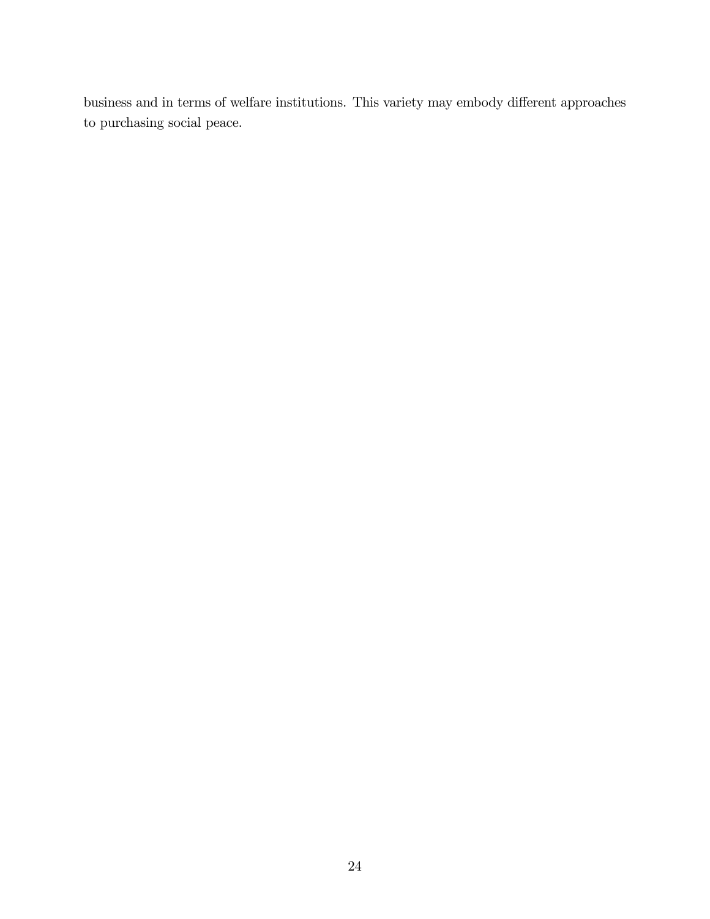business and in terms of welfare institutions. This variety may embody different approaches to purchasing social peace.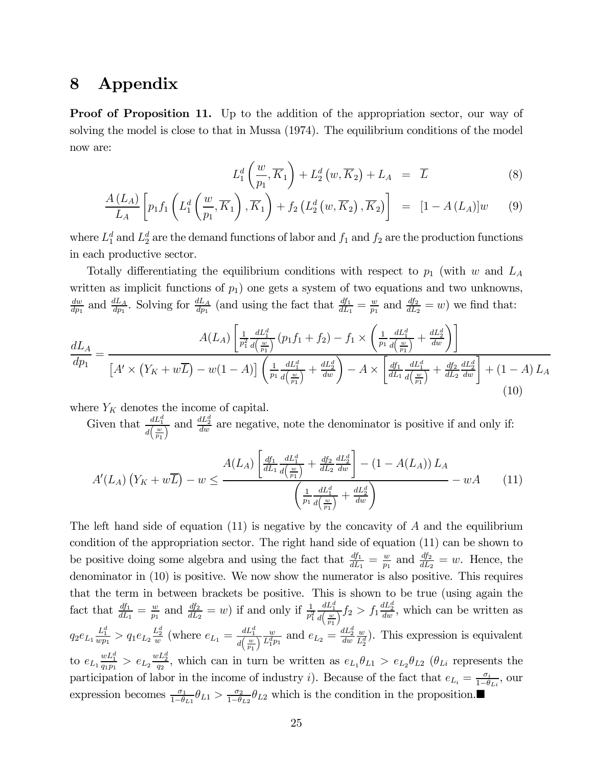# 8 Appendix

**Proof of Proposition 11.** Up to the addition of the appropriation sector, our way of solving the model is close to that in Mussa (1974). The equilibrium conditions of the model now are:

$$
\begin{aligned}
L_1^d\left(\frac{w}{p_1},\overline{K}_1\right)+L_2^d\left(w,\overline{K}_2\right)+L_A &= \overline{L} & (8)\\
\frac{A\left(L_A\right)}{L_A}\left[p_1 f_1\left(L_1^d\left(\frac{w}{p_1},\overline{K}_1\right),\overline{K}_1\right)+f_2\left(L_2^d\left(w,\overline{K}_2\right),\overline{K}_2\right)\right] &= [1-A\left(L_A\right)]w & (9)
\end{aligned}
$$

where $L_1^d$ and $L_2^d$ are the demand functions of labor and $f_1$ and $f_2$ are the production functions in each productive sector.

Totally differentiating the equilibrium conditions with respect to $p_1$ (with $w$ and $L_A$ written as implicit functions of $p_1$) one gets a system of two equations and two unknowns, $\frac{dw}{dp_1}$ and $\frac{dL_A}{dp_1}$. Solving for $\frac{dL_A}{dp_1}$ (and using the fact that $\frac{df_1}{dL_1}=\frac{w}{p_1}$ and $\frac{df_2}{dL_2}=w$) we find that:

$$
\frac{dL_A}{dp_1}=\frac{A(L_A)\left[\frac{1}{p_1^2}\frac{dL_1^d}{d\left(\frac{w}{p_1}\right)}\left(p_1 f_1+f_2\right)-f_1\times\left(\frac{1}{p_1}\frac{dL_1^d}{d\left(\frac{w}{p_1}\right)}+\frac{dL_2^d}{dw}\right)\right]}{\left[A'\times\left(Y_K+w\overline{L}\right)-w(1-A)\right]\left(\frac{1}{p_1}\frac{dL_1^d}{d\left(\frac{w}{p_1}\right)}+\frac{dL_2^d}{dw}\right)-A\times\left[\frac{df_1}{dL_1}\frac{dL_1^d}{d\left(\frac{w}{p_1}\right)}+\frac{df_2}{dL_2}\frac{dL_2^d}{dw}\right]+\left(1-A\right)L_A} \tag{10}
$$

where $Y_K$ denotes the income of capital.

Given that $\frac{dL_1^d}{d\left(\frac{w}{p_1}\right)}$ and $\frac{dL_2^d}{dw}$ are negative, note the denominator is positive if and only if:

$$
A'(L_A)\left(Y_K+w\overline{L}\right)-w\leq\frac{A(L_A)\left[\frac{df_1}{dL_1}\frac{dL_1^d}{d\left(\frac{w}{p_1}\right)}+\frac{df_2}{dL_2}\frac{dL_2^d}{dw}\right]-\left(1-A(L_A)\right)L_A}{\left(\frac{1}{p_1}\frac{dL_1^d}{d\left(\frac{w}{p_1}\right)}+\frac{dL_2^d}{dw}\right)}-wA \tag{11}
$$

The left hand side of equation (11) is negative by the concavity of $A$ and the equilibrium condition of the appropriation sector. The right hand side of equation (11) can be shown to be positive doing some algebra and using the fact that $\frac{df_1}{dL_1}=\frac{w}{p_1}$ and $\frac{df_2}{dL_2}=w$. Hence, the denominator in (10) is positive. We now show the numerator is also positive. This requires that the term in between brackets be positive. This is shown to be true (using again the fact that $\frac{df_1}{dL_1}=\frac{w}{p_1}$ and $\frac{df_2}{dL_2}=w$) if and only if $\frac{1}{p_1^2}\frac{dL_1^d}{d\left(\frac{w}{p_1}\right)}f_2>f_1\frac{dL_2^d}{dw}$, which can be written as $q_2 e_{L_1}\frac{L_1^d}{wp_1}>q_1 e_{L_2}\frac{L_2^d}{w}$ (where $e_{L_1}=\frac{dL_1^d}{d\left(\frac{w}{p_1}\right)}\frac{w}{L_1^d p_1}$ and $e_{L_2}=\frac{dL_2^d}{dw}\frac{w}{L_2^d}$). This expression is equivalent to $e_{L_1}\frac{wL_1^d}{q_1 p_1}>e_{L_2}\frac{wL_2^d}{q_2}$, which can in turn be written as $e_{L_1}\theta_{L1}>e_{L_2}\theta_{L2}$ ($\theta_{Li}$ represents the participation of labor in the income of industry $i$). Because of the fact that $e_{L_i}=\frac{\sigma_i}{1-\theta_{Li}}$, our expression becomes $\frac{\sigma_1}{1-\theta_{L1}}\theta_{L1}>\frac{\sigma_2}{1-\theta_{L2}}\theta_{L2}$ which is the condition in the proposition.■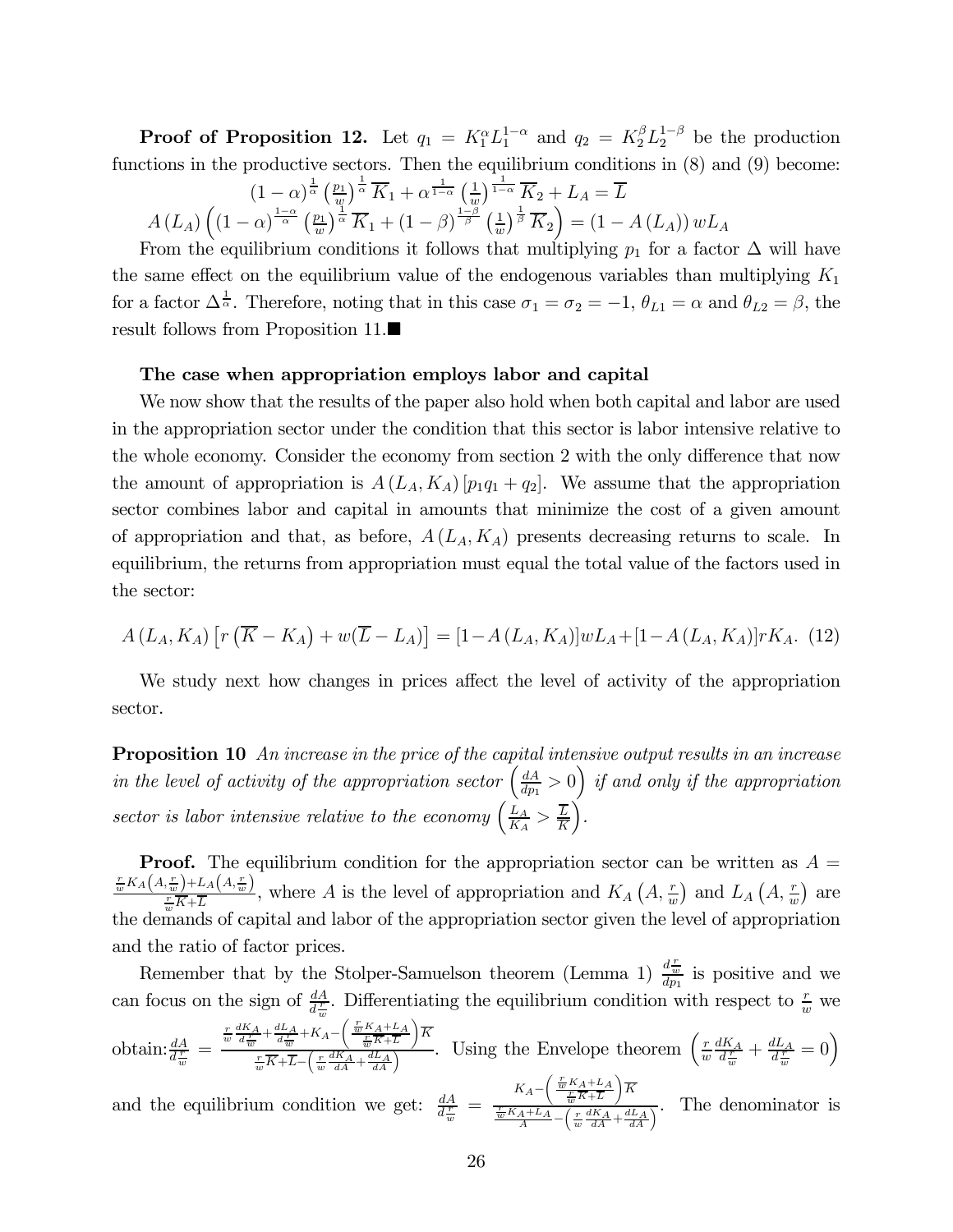**Proof of Proposition 12.** Let $q_1 = K_1^{\alpha} L_1^{1-\alpha}$ and $q_2 = K_2^{\beta} L_2^{1-\beta}$ be the production functions in the productive sectors. Then the equilibrium conditions in (8) and (9) become:

$$(1-\alpha)^{\frac{1}{\alpha}} \left(\tfrac{p_1}{w}\right)^{\frac{1}{\alpha}} \overline{K}_1 + \alpha^{\frac{1}{1-\alpha}} \left(\tfrac{1}{w}\right)^{\frac{1}{1-\alpha}} \overline{K}_2 + L_A = \overline{L}$$

$$A(L_A)\left((1-\alpha)^{\frac{1-\alpha}{\alpha}} \left(\tfrac{p_1}{w}\right)^{\frac{1}{\alpha}} \overline{K}_1 + (1-\beta)^{\frac{1-\beta}{\beta}} \left(\tfrac{1}{w}\right)^{\frac{1}{\beta}} \overline{K}_2\right) = (1 - A(L_A))\, w L_A$$

From the equilibrium conditions it follows that multiplying $p_1$ for a factor $\Delta$ will have the same effect on the equilibrium value of the endogenous variables than multiplying $K_1$ for a factor $\Delta^{\frac{1}{\alpha}}$. Therefore, noting that in this case $\sigma_1 = \sigma_2 = -1$, $\theta_{L1} = \alpha$ and $\theta_{L2} = \beta$, the result follows from Proposition 11.■

**The case when appropriation employs labor and capital**

We now show that the results of the paper also hold when both capital and labor are used in the appropriation sector under the condition that this sector is labor intensive relative to the whole economy. Consider the economy from section 2 with the only difference that now the amount of appropriation is $A(L_A, K_A)[p_1 q_1 + q_2]$. We assume that the appropriation sector combines labor and capital in amounts that minimize the cost of a given amount of appropriation and that, as before, $A(L_A, K_A)$ presents decreasing returns to scale. In equilibrium, the returns from appropriation must equal the total value of the factors used in the sector:

$$A(L_A, K_A)\left[r\left(\overline{K} - K_A\right) + w(\overline{L} - L_A)\right] = [1 - A(L_A, K_A)]wL_A + [1 - A(L_A, K_A)]rK_A. \quad (12)$$

We study next how changes in prices affect the level of activity of the appropriation sector.

**Proposition 10** *An increase in the price of the capital intensive output results in an increase in the level of activity of the appropriation sector* $\left(\frac{dA}{dp_1} > 0\right)$ *if and only if the appropriation sector is labor intensive relative to the economy* $\left(\frac{L_A}{K_A} > \frac{\overline{L}}{\overline{K}}\right)$.

**Proof.** The equilibrium condition for the appropriation sector can be written as $A = \frac{\frac{r}{w} K_A\left(A, \frac{r}{w}\right) + L_A\left(A, \frac{r}{w}\right)}{\frac{r}{w}\overline{K} + \overline{L}}$, where $A$ is the level of appropriation and $K_A\left(A, \frac{r}{w}\right)$ and $L_A\left(A, \frac{r}{w}\right)$ are the demands of capital and labor of the appropriation sector given the level of appropriation and the ratio of factor prices.

Remember that by the Stolper-Samuelson theorem (Lemma 1) $\frac{d\frac{r}{w}}{dp_1}$ is positive and we can focus on the sign of $\frac{dA}{d\frac{r}{w}}$. Differentiating the equilibrium condition with respect to $\frac{r}{w}$ we obtain: $\frac{dA}{d\frac{r}{w}} = \frac{\frac{r}{w}\frac{dK_A}{d\frac{r}{w}} + \frac{dL_A}{d\frac{r}{w}} + K_A - \left(\frac{\frac{r}{w}K_A + L_A}{\frac{r}{w}\overline{K} + \overline{L}}\right)\overline{K}}{\frac{r}{w}\overline{K} + \overline{L} - \left(\frac{r}{w}\frac{dK_A}{dA} + \frac{dL_A}{dA}\right)}$. Using the Envelope theorem $\left(\frac{r}{w}\frac{dK_A}{d\frac{r}{w}} + \frac{dL_A}{d\frac{r}{w}} = 0\right)$ and the equilibrium condition we get: $\frac{dA}{d\frac{r}{w}} = \frac{K_A - \left(\frac{\frac{r}{w}K_A + L_A}{\frac{r}{w}\overline{K} + \overline{L}}\right)\overline{K}}{\frac{\frac{r}{w}K_A + L_A}{A} - \left(\frac{r}{w}\frac{dK_A}{dA} + \frac{dL_A}{dA}\right)}$. The denominator is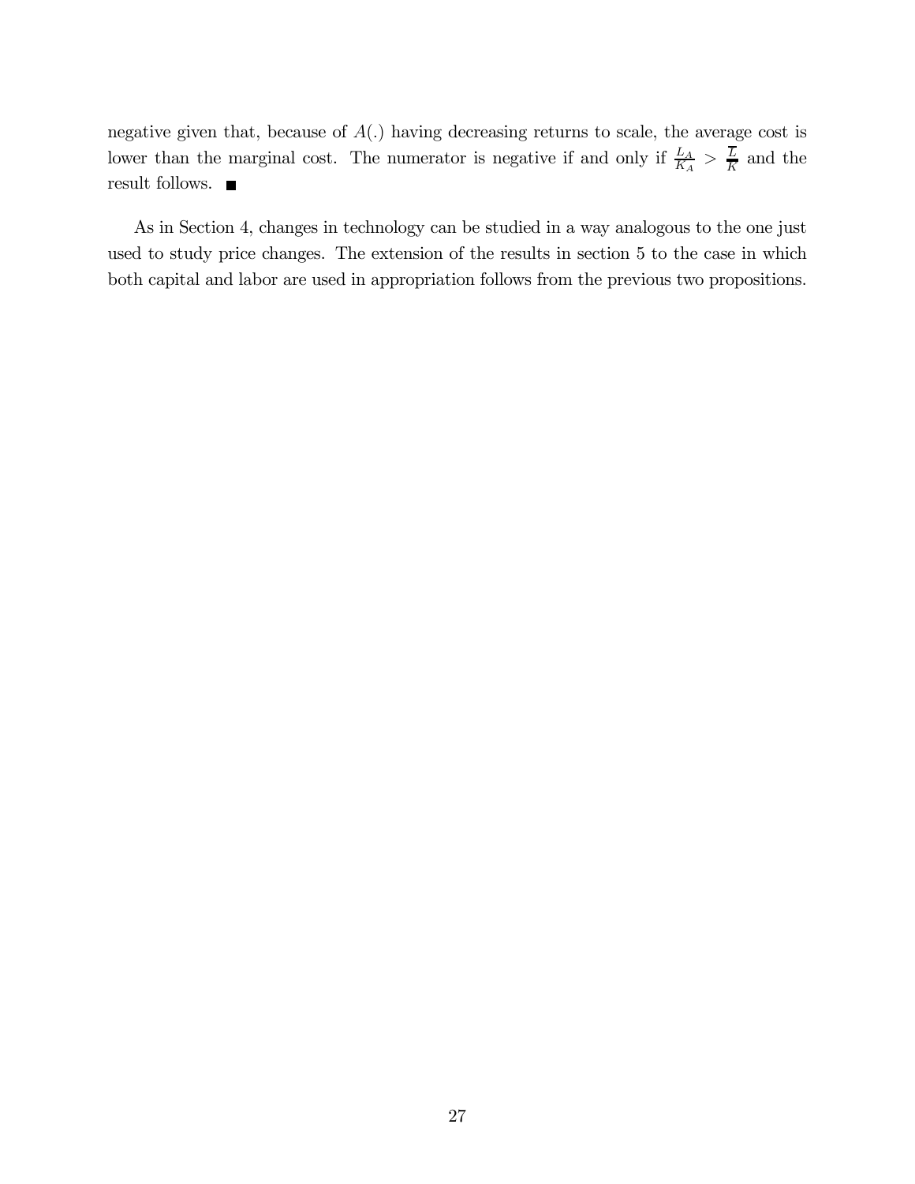negative given that, because of $A(.)$ having decreasing returns to scale, the average cost is lower than the marginal cost. The numerator is negative if and only if $\frac{L_A}{K_A} > \frac{\overline{L}}{\overline{K}}$ and the result follows. ■

As in Section 4, changes in technology can be studied in a way analogous to the one just used to study price changes. The extension of the results in section 5 to the case in which both capital and labor are used in appropriation follows from the previous two propositions.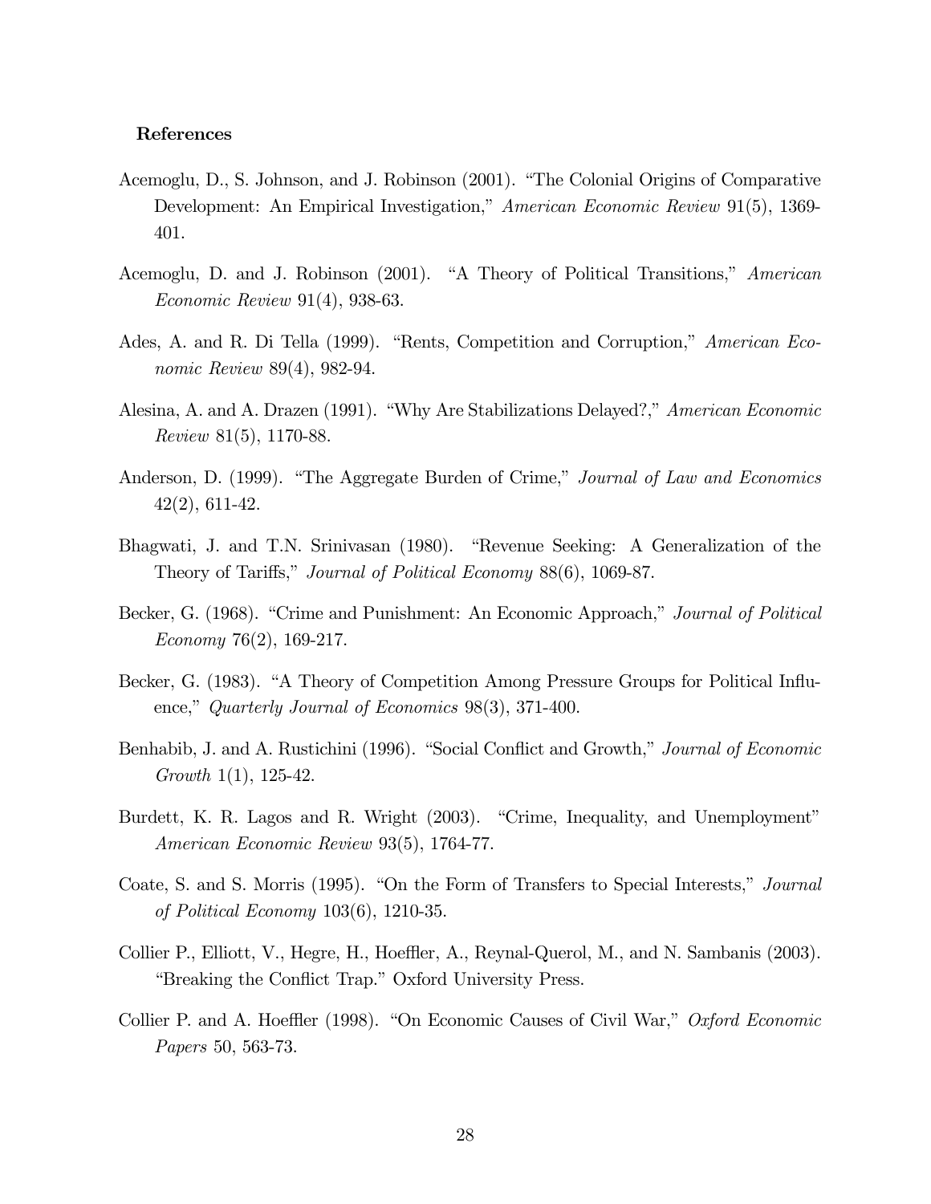**References**

Acemoglu, D., S. Johnson, and J. Robinson (2001). "The Colonial Origins of Comparative Development: An Empirical Investigation," *American Economic Review* 91(5), 1369-401.

Acemoglu, D. and J. Robinson (2001). "A Theory of Political Transitions," *American Economic Review* 91(4), 938-63.

Ades, A. and R. Di Tella (1999). "Rents, Competition and Corruption," *American Economic Review* 89(4), 982-94.

Alesina, A. and A. Drazen (1991). "Why Are Stabilizations Delayed?," *American Economic Review* 81(5), 1170-88.

Anderson, D. (1999). "The Aggregate Burden of Crime," *Journal of Law and Economics* 42(2), 611-42.

Bhagwati, J. and T.N. Srinivasan (1980). "Revenue Seeking: A Generalization of the Theory of Tariffs," *Journal of Political Economy* 88(6), 1069-87.

Becker, G. (1968). "Crime and Punishment: An Economic Approach," *Journal of Political Economy* 76(2), 169-217.

Becker, G. (1983). "A Theory of Competition Among Pressure Groups for Political Influence," *Quarterly Journal of Economics* 98(3), 371-400.

Benhabib, J. and A. Rustichini (1996). "Social Conflict and Growth," *Journal of Economic Growth* 1(1), 125-42.

Burdett, K. R. Lagos and R. Wright (2003). "Crime, Inequality, and Unemployment" *American Economic Review* 93(5), 1764-77.

Coate, S. and S. Morris (1995). "On the Form of Transfers to Special Interests," *Journal of Political Economy* 103(6), 1210-35.

Collier P., Elliott, V., Hegre, H., Hoeffler, A., Reynal-Querol, M., and N. Sambanis (2003). "Breaking the Conflict Trap." Oxford University Press.

Collier P. and A. Hoeffler (1998). "On Economic Causes of Civil War," *Oxford Economic Papers* 50, 563-73.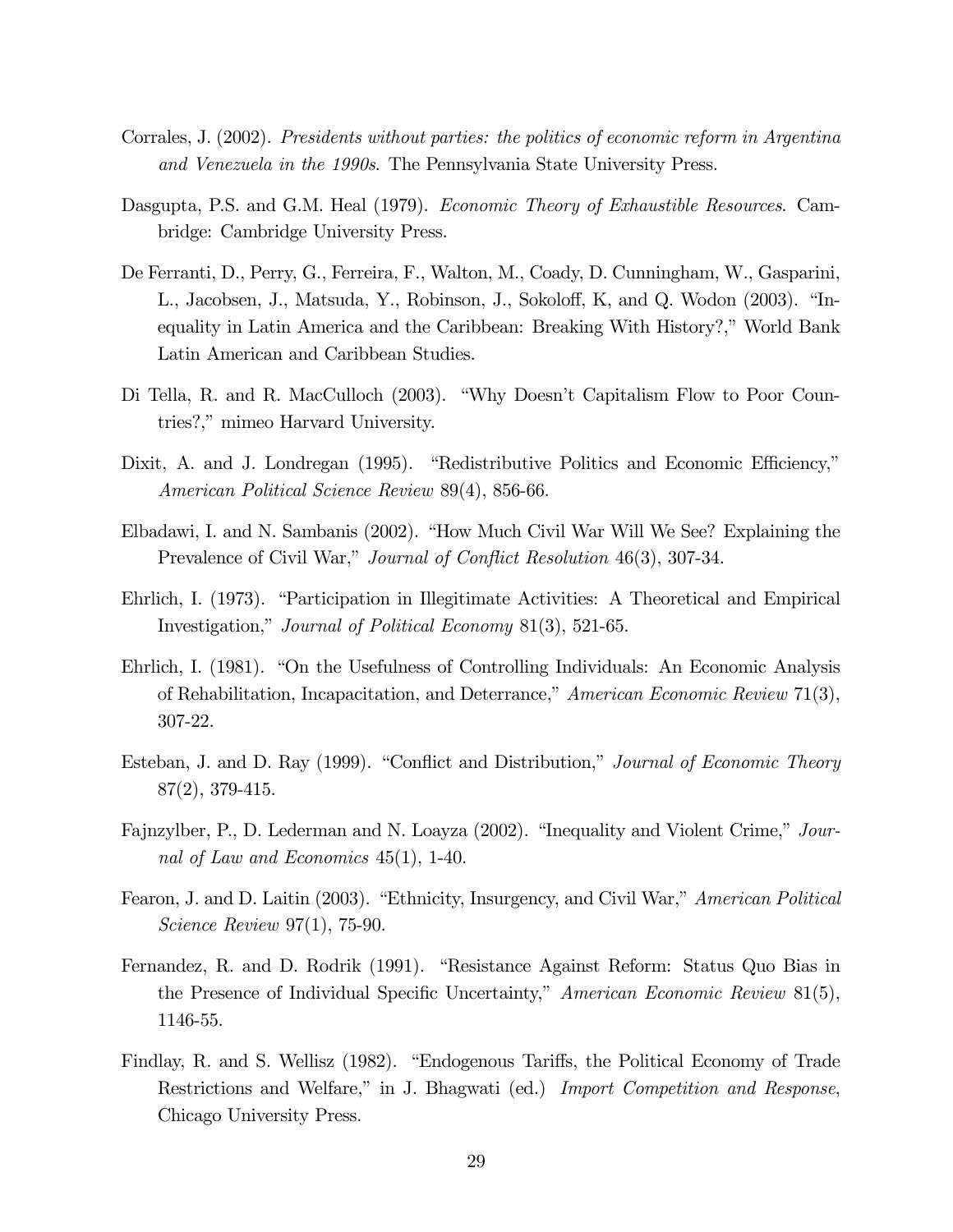Corrales, J. (2002). *Presidents without parties: the politics of economic reform in Argentina and Venezuela in the 1990s*. The Pennsylvania State University Press.

Dasgupta, P.S. and G.M. Heal (1979). *Economic Theory of Exhaustible Resources*. Cambridge: Cambridge University Press.

De Ferranti, D., Perry, G., Ferreira, F., Walton, M., Coady, D. Cunningham, W., Gasparini, L., Jacobsen, J., Matsuda, Y., Robinson, J., Sokoloff, K, and Q. Wodon (2003). "Inequality in Latin America and the Caribbean: Breaking With History?," World Bank Latin American and Caribbean Studies.

Di Tella, R. and R. MacCulloch (2003). "Why Doesn't Capitalism Flow to Poor Countries?," mimeo Harvard University.

Dixit, A. and J. Londregan (1995). "Redistributive Politics and Economic Efficiency," *American Political Science Review* 89(4), 856-66.

Elbadawi, I. and N. Sambanis (2002). "How Much Civil War Will We See? Explaining the Prevalence of Civil War," *Journal of Conflict Resolution* 46(3), 307-34.

Ehrlich, I. (1973). "Participation in Illegitimate Activities: A Theoretical and Empirical Investigation," *Journal of Political Economy* 81(3), 521-65.

Ehrlich, I. (1981). "On the Usefulness of Controlling Individuals: An Economic Analysis of Rehabilitation, Incapacitation, and Deterrance," *American Economic Review* 71(3), 307-22.

Esteban, J. and D. Ray (1999). "Conflict and Distribution," *Journal of Economic Theory* 87(2), 379-415.

Fajnzylber, P., D. Lederman and N. Loayza (2002). "Inequality and Violent Crime," *Journal of Law and Economics* 45(1), 1-40.

Fearon, J. and D. Laitin (2003). "Ethnicity, Insurgency, and Civil War," *American Political Science Review* 97(1), 75-90.

Fernandez, R. and D. Rodrik (1991). "Resistance Against Reform: Status Quo Bias in the Presence of Individual Specific Uncertainty," *American Economic Review* 81(5), 1146-55.

Findlay, R. and S. Wellisz (1982). "Endogenous Tariffs, the Political Economy of Trade Restrictions and Welfare," in J. Bhagwati (ed.) *Import Competition and Response*, Chicago University Press.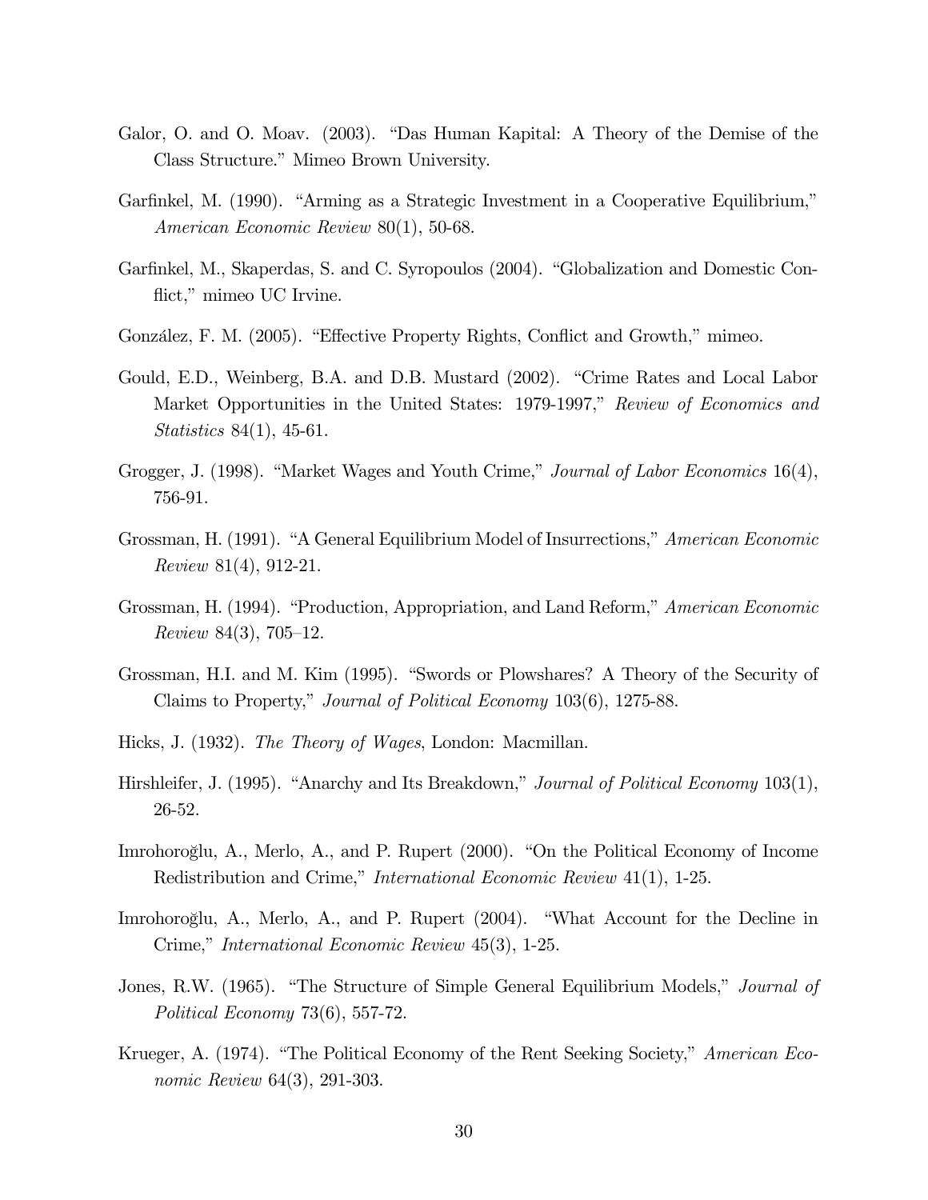Galor, O. and O. Moav. (2003). "Das Human Kapital: A Theory of the Demise of the Class Structure." Mimeo Brown University.

Garfinkel, M. (1990). "Arming as a Strategic Investment in a Cooperative Equilibrium," *American Economic Review* 80(1), 50-68.

Garfinkel, M., Skaperdas, S. and C. Syropoulos (2004). "Globalization and Domestic Conflict," mimeo UC Irvine.

González, F. M. (2005). "Effective Property Rights, Conflict and Growth," mimeo.

Gould, E.D., Weinberg, B.A. and D.B. Mustard (2002). "Crime Rates and Local Labor Market Opportunities in the United States: 1979-1997," *Review of Economics and Statistics* 84(1), 45-61.

Grogger, J. (1998). "Market Wages and Youth Crime," *Journal of Labor Economics* 16(4), 756-91.

Grossman, H. (1991). "A General Equilibrium Model of Insurrections," *American Economic Review* 81(4), 912-21.

Grossman, H. (1994). "Production, Appropriation, and Land Reform," *American Economic Review* 84(3), 705–12.

Grossman, H.I. and M. Kim (1995). "Swords or Plowshares? A Theory of the Security of Claims to Property," *Journal of Political Economy* 103(6), 1275-88.

Hicks, J. (1932). *The Theory of Wages*, London: Macmillan.

Hirshleifer, J. (1995). "Anarchy and Its Breakdown," *Journal of Political Economy* 103(1), 26-52.

Imrohoroğlu, A., Merlo, A., and P. Rupert (2000). "On the Political Economy of Income Redistribution and Crime," *International Economic Review* 41(1), 1-25.

Imrohoroğlu, A., Merlo, A., and P. Rupert (2004). "What Account for the Decline in Crime," *International Economic Review* 45(3), 1-25.

Jones, R.W. (1965). "The Structure of Simple General Equilibrium Models," *Journal of Political Economy* 73(6), 557-72.

Krueger, A. (1974). "The Political Economy of the Rent Seeking Society," *American Economic Review* 64(3), 291-303.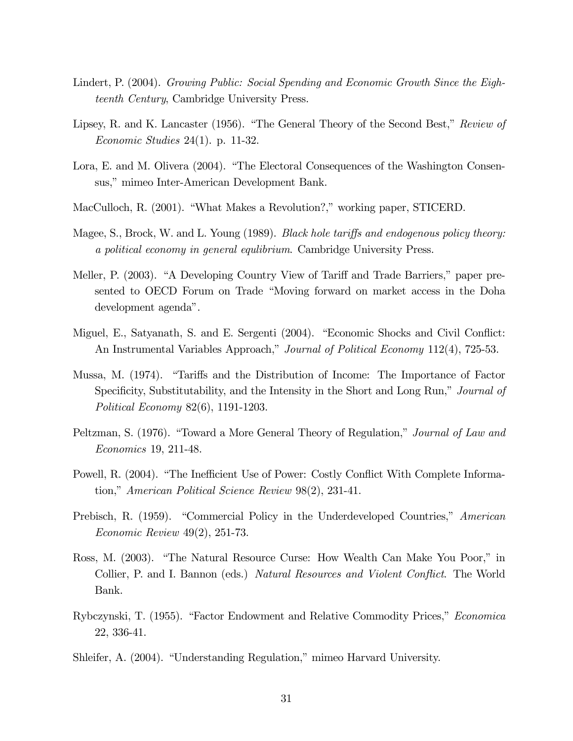Lindert, P. (2004). *Growing Public: Social Spending and Economic Growth Since the Eighteenth Century*, Cambridge University Press.

Lipsey, R. and K. Lancaster (1956). "The General Theory of the Second Best," *Review of Economic Studies* 24(1). p. 11-32.

Lora, E. and M. Olivera (2004). "The Electoral Consequences of the Washington Consensus," mimeo Inter-American Development Bank.

MacCulloch, R. (2001). "What Makes a Revolution?," working paper, STICERD.

Magee, S., Brock, W. and L. Young (1989). *Black hole tariffs and endogenous policy theory: a political economy in general equlibrium*. Cambridge University Press.

Meller, P. (2003). "A Developing Country View of Tariff and Trade Barriers," paper presented to OECD Forum on Trade "Moving forward on market access in the Doha development agenda".

Miguel, E., Satyanath, S. and E. Sergenti (2004). "Economic Shocks and Civil Conflict: An Instrumental Variables Approach," *Journal of Political Economy* 112(4), 725-53.

Mussa, M. (1974). "Tariffs and the Distribution of Income: The Importance of Factor Specificity, Substitutability, and the Intensity in the Short and Long Run," *Journal of Political Economy* 82(6), 1191-1203.

Peltzman, S. (1976). "Toward a More General Theory of Regulation," *Journal of Law and Economics* 19, 211-48.

Powell, R. (2004). "The Inefficient Use of Power: Costly Conflict With Complete Information," *American Political Science Review* 98(2), 231-41.

Prebisch, R. (1959). "Commercial Policy in the Underdeveloped Countries," *American Economic Review* 49(2), 251-73.

Ross, M. (2003). "The Natural Resource Curse: How Wealth Can Make You Poor," in Collier, P. and I. Bannon (eds.) *Natural Resources and Violent Conflict*. The World Bank.

Rybczynski, T. (1955). "Factor Endowment and Relative Commodity Prices," *Economica* 22, 336-41.

Shleifer, A. (2004). "Understanding Regulation," mimeo Harvard University.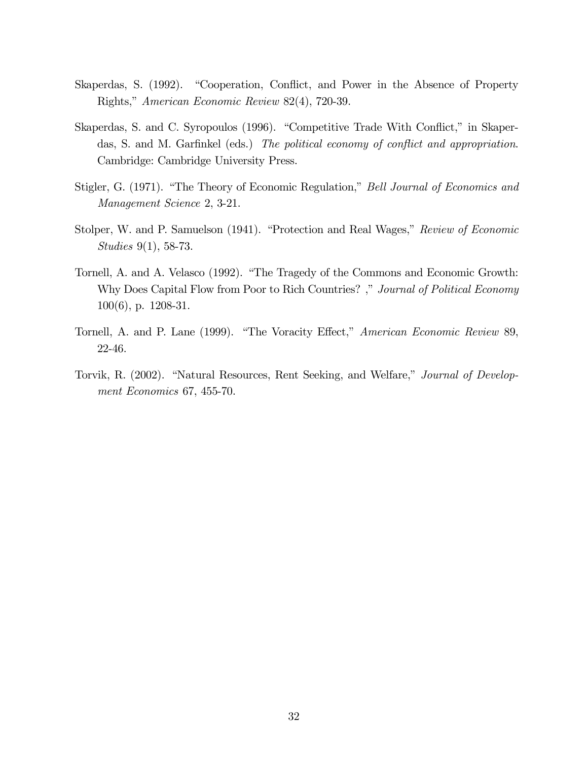Skaperdas, S. (1992). "Cooperation, Conflict, and Power in the Absence of Property Rights," *American Economic Review* 82(4), 720-39.

Skaperdas, S. and C. Syropoulos (1996). "Competitive Trade With Conflict," in Skaperdas, S. and M. Garfinkel (eds.) *The political economy of conflict and appropriation.* Cambridge: Cambridge University Press.

Stigler, G. (1971). "The Theory of Economic Regulation," *Bell Journal of Economics and Management Science* 2, 3-21.

Stolper, W. and P. Samuelson (1941). "Protection and Real Wages," *Review of Economic Studies* 9(1), 58-73.

Tornell, A. and A. Velasco (1992). "The Tragedy of the Commons and Economic Growth: Why Does Capital Flow from Poor to Rich Countries? ," *Journal of Political Economy* 100(6), p. 1208-31.

Tornell, A. and P. Lane (1999). "The Voracity Effect," *American Economic Review* 89, 22-46.

Torvik, R. (2002). "Natural Resources, Rent Seeking, and Welfare," *Journal of Development Economics* 67, 455-70.